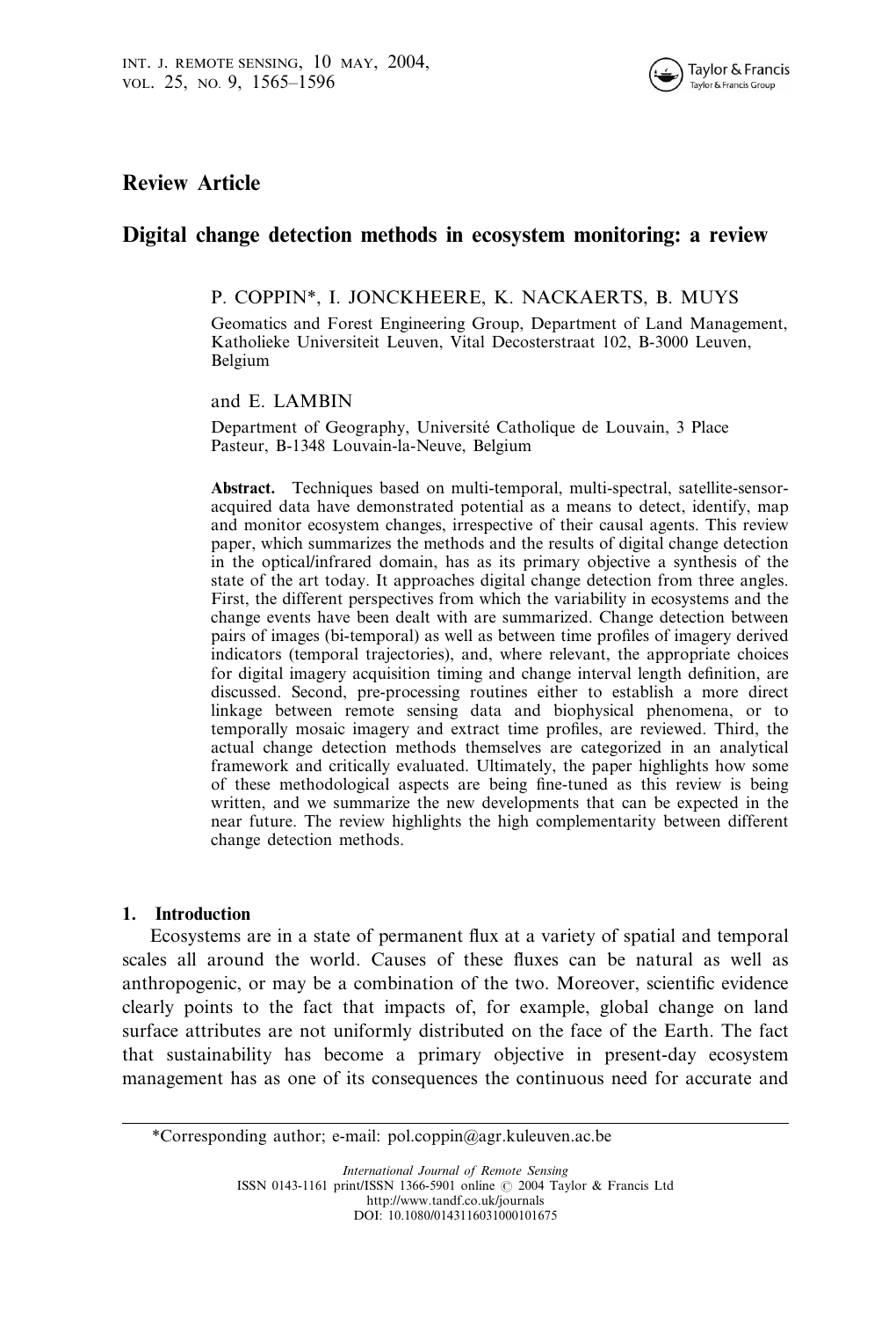Review Article

# Digital change detection methods in ecosystem monitoring: a review

P. COPPIN*, I. JONCKHEERE, K. NACKAERTS, B. MUYS

Geomatics and Forest Engineering Group, Department of Land Management, Katholieke Universiteit Leuven, Vital Decosterstraat 102, B-3000 Leuven, Belgium

and E. LAMBIN

Department of Geography, Université Catholique de Louvain, 3 Place Pasteur, B-1348 Louvain-la-Neuve, Belgium

**Abstract.** Techniques based on multi-temporal, multi-spectral, satellite-sensor-acquired data have demonstrated potential as a means to detect, identify, map and monitor ecosystem changes, irrespective of their causal agents. This review paper, which summarizes the methods and the results of digital change detection in the optical/infrared domain, has as its primary objective a synthesis of the state of the art today. It approaches digital change detection from three angles. First, the different perspectives from which the variability in ecosystems and the change events have been dealt with are summarized. Change detection between pairs of images (bi-temporal) as well as between time profiles of imagery derived indicators (temporal trajectories), and, where relevant, the appropriate choices for digital imagery acquisition timing and change interval length definition, are discussed. Second, pre-processing routines either to establish a more direct linkage between remote sensing data and biophysical phenomena, or to temporally mosaic imagery and extract time profiles, are reviewed. Third, the actual change detection methods themselves are categorized in an analytical framework and critically evaluated. Ultimately, the paper highlights how some of these methodological aspects are being fine-tuned as this review is being written, and we summarize the new developments that can be expected in the near future. The review highlights the high complementarity between different change detection methods.

## 1. Introduction

Ecosystems are in a state of permanent flux at a variety of spatial and temporal scales all around the world. Causes of these fluxes can be natural as well as anthropogenic, or may be a combination of the two. Moreover, scientific evidence clearly points to the fact that impacts of, for example, global change on land surface attributes are not uniformly distributed on the face of the Earth. The fact that sustainability has become a primary objective in present-day ecosystem management has as one of its consequences the continuous need for accurate and

*Corresponding author; e-mail: pol.coppin@agr.kuleuven.ac.be

*International Journal of Remote Sensing*
ISSN 0143-1161 print/ISSN 1366-5901 online © 2004 Taylor & Francis Ltd
http://www.tandf.co.uk/journals
DOI: 10.1080/0143116031000101675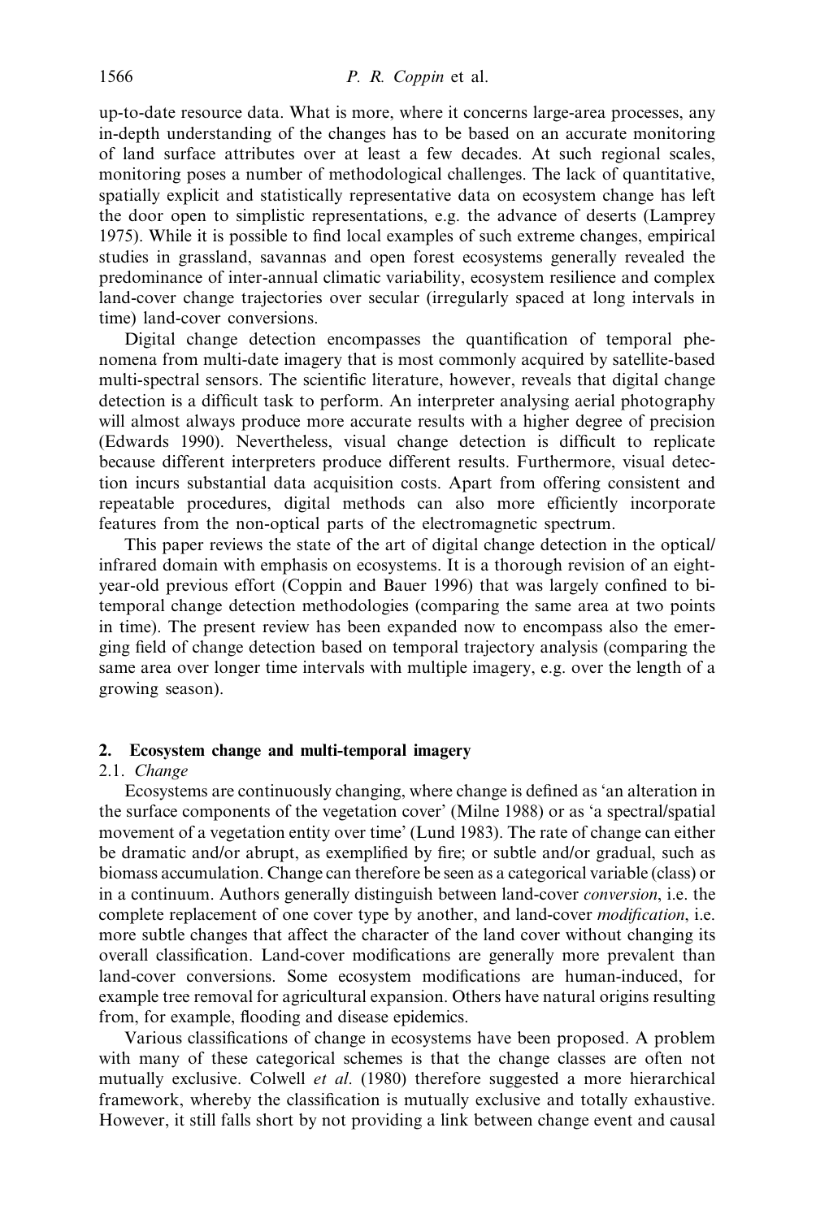up-to-date resource data. What is more, where it concerns large-area processes, any in-depth understanding of the changes has to be based on an accurate monitoring of land surface attributes over at least a few decades. At such regional scales, monitoring poses a number of methodological challenges. The lack of quantitative, spatially explicit and statistically representative data on ecosystem change has left the door open to simplistic representations, e.g. the advance of deserts (Lamprey 1975). While it is possible to find local examples of such extreme changes, empirical studies in grassland, savannas and open forest ecosystems generally revealed the predominance of inter-annual climatic variability, ecosystem resilience and complex land-cover change trajectories over secular (irregularly spaced at long intervals in time) land-cover conversions.

Digital change detection encompasses the quantification of temporal phenomena from multi-date imagery that is most commonly acquired by satellite-based multi-spectral sensors. The scientific literature, however, reveals that digital change detection is a difficult task to perform. An interpreter analysing aerial photography will almost always produce more accurate results with a higher degree of precision (Edwards 1990). Nevertheless, visual change detection is difficult to replicate because different interpreters produce different results. Furthermore, visual detection incurs substantial data acquisition costs. Apart from offering consistent and repeatable procedures, digital methods can also more efficiently incorporate features from the non-optical parts of the electromagnetic spectrum.

This paper reviews the state of the art of digital change detection in the optical/infrared domain with emphasis on ecosystems. It is a thorough revision of an eight-year-old previous effort (Coppin and Bauer 1996) that was largely confined to bi-temporal change detection methodologies (comparing the same area at two points in time). The present review has been expanded now to encompass also the emerging field of change detection based on temporal trajectory analysis (comparing the same area over longer time intervals with multiple imagery, e.g. over the length of a growing season).

## 2. Ecosystem change and multi-temporal imagery

### 2.1. *Change*

Ecosystems are continuously changing, where change is defined as 'an alteration in the surface components of the vegetation cover' (Milne 1988) or as 'a spectral/spatial movement of a vegetation entity over time' (Lund 1983). The rate of change can either be dramatic and/or abrupt, as exemplified by fire; or subtle and/or gradual, such as biomass accumulation. Change can therefore be seen as a categorical variable (class) or in a continuum. Authors generally distinguish between land-cover *conversion*, i.e. the complete replacement of one cover type by another, and land-cover *modification*, i.e. more subtle changes that affect the character of the land cover without changing its overall classification. Land-cover modifications are generally more prevalent than land-cover conversions. Some ecosystem modifications are human-induced, for example tree removal for agricultural expansion. Others have natural origins resulting from, for example, flooding and disease epidemics.

Various classifications of change in ecosystems have been proposed. A problem with many of these categorical schemes is that the change classes are often not mutually exclusive. Colwell *et al.* (1980) therefore suggested a more hierarchical framework, whereby the classification is mutually exclusive and totally exhaustive. However, it still falls short by not providing a link between change event and causal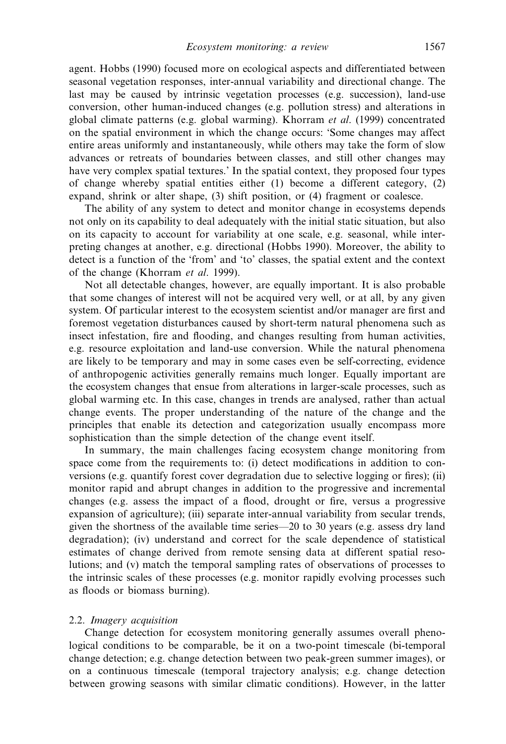agent. Hobbs (1990) focused more on ecological aspects and differentiated between seasonal vegetation responses, inter-annual variability and directional change. The last may be caused by intrinsic vegetation processes (e.g. succession), land-use conversion, other human-induced changes (e.g. pollution stress) and alterations in global climate patterns (e.g. global warming). Khorram *et al.* (1999) concentrated on the spatial environment in which the change occurs: 'Some changes may affect entire areas uniformly and instantaneously, while others may take the form of slow advances or retreats of boundaries between classes, and still other changes may have very complex spatial textures.' In the spatial context, they proposed four types of change whereby spatial entities either (1) become a different category, (2) expand, shrink or alter shape, (3) shift position, or (4) fragment or coalesce.

The ability of any system to detect and monitor change in ecosystems depends not only on its capability to deal adequately with the initial static situation, but also on its capacity to account for variability at one scale, e.g. seasonal, while interpreting changes at another, e.g. directional (Hobbs 1990). Moreover, the ability to detect is a function of the 'from' and 'to' classes, the spatial extent and the context of the change (Khorram *et al.* 1999).

Not all detectable changes, however, are equally important. It is also probable that some changes of interest will not be acquired very well, or at all, by any given system. Of particular interest to the ecosystem scientist and/or manager are first and foremost vegetation disturbances caused by short-term natural phenomena such as insect infestation, fire and flooding, and changes resulting from human activities, e.g. resource exploitation and land-use conversion. While the natural phenomena are likely to be temporary and may in some cases even be self-correcting, evidence of anthropogenic activities generally remains much longer. Equally important are the ecosystem changes that ensue from alterations in larger-scale processes, such as global warming etc. In this case, changes in trends are analysed, rather than actual change events. The proper understanding of the nature of the change and the principles that enable its detection and categorization usually encompass more sophistication than the simple detection of the change event itself.

In summary, the main challenges facing ecosystem change monitoring from space come from the requirements to: (i) detect modifications in addition to conversions (e.g. quantify forest cover degradation due to selective logging or fires); (ii) monitor rapid and abrupt changes in addition to the progressive and incremental changes (e.g. assess the impact of a flood, drought or fire, versus a progressive expansion of agriculture); (iii) separate inter-annual variability from secular trends, given the shortness of the available time series—20 to 30 years (e.g. assess dry land degradation); (iv) understand and correct for the scale dependence of statistical estimates of change derived from remote sensing data at different spatial resolutions; and (v) match the temporal sampling rates of observations of processes to the intrinsic scales of these processes (e.g. monitor rapidly evolving processes such as floods or biomass burning).

### 2.2. *Imagery acquisition*

Change detection for ecosystem monitoring generally assumes overall phenological conditions to be comparable, be it on a two-point timescale (bi-temporal change detection; e.g. change detection between two peak-green summer images), or on a continuous timescale (temporal trajectory analysis; e.g. change detection between growing seasons with similar climatic conditions). However, in the latter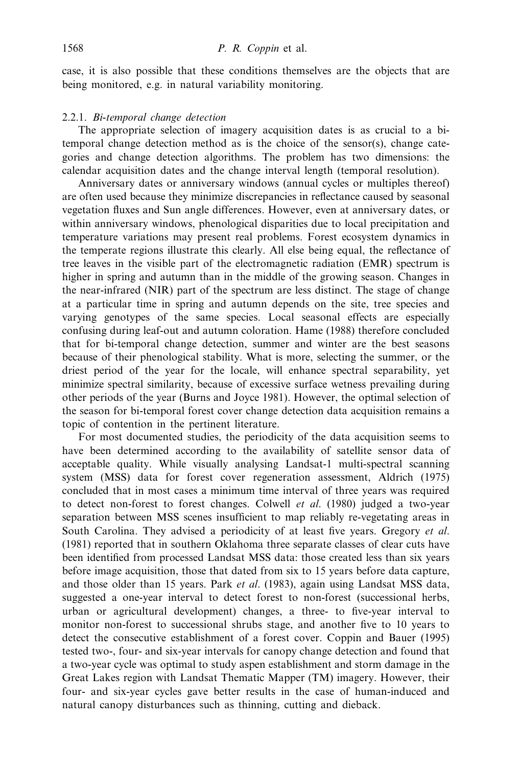case, it is also possible that these conditions themselves are the objects that are being monitored, e.g. in natural variability monitoring.

### 2.2.1. *Bi-temporal change detection*

The appropriate selection of imagery acquisition dates is as crucial to a bi-temporal change detection method as is the choice of the sensor(s), change categories and change detection algorithms. The problem has two dimensions: the calendar acquisition dates and the change interval length (temporal resolution).

Anniversary dates or anniversary windows (annual cycles or multiples thereof) are often used because they minimize discrepancies in reflectance caused by seasonal vegetation fluxes and Sun angle differences. However, even at anniversary dates, or within anniversary windows, phenological disparities due to local precipitation and temperature variations may present real problems. Forest ecosystem dynamics in the temperate regions illustrate this clearly. All else being equal, the reflectance of tree leaves in the visible part of the electromagnetic radiation (EMR) spectrum is higher in spring and autumn than in the middle of the growing season. Changes in the near-infrared (NIR) part of the spectrum are less distinct. The stage of change at a particular time in spring and autumn depends on the site, tree species and varying genotypes of the same species. Local seasonal effects are especially confusing during leaf-out and autumn coloration. Hame (1988) therefore concluded that for bi-temporal change detection, summer and winter are the best seasons because of their phenological stability. What is more, selecting the summer, or the driest period of the year for the locale, will enhance spectral separability, yet minimize spectral similarity, because of excessive surface wetness prevailing during other periods of the year (Burns and Joyce 1981). However, the optimal selection of the season for bi-temporal forest cover change detection data acquisition remains a topic of contention in the pertinent literature.

For most documented studies, the periodicity of the data acquisition seems to have been determined according to the availability of satellite sensor data of acceptable quality. While visually analysing Landsat-1 multi-spectral scanning system (MSS) data for forest cover regeneration assessment, Aldrich (1975) concluded that in most cases a minimum time interval of three years was required to detect non-forest to forest changes. Colwell *et al.* (1980) judged a two-year separation between MSS scenes insufficient to map reliably re-vegetating areas in South Carolina. They advised a periodicity of at least five years. Gregory *et al.* (1981) reported that in southern Oklahoma three separate classes of clear cuts have been identified from processed Landsat MSS data: those created less than six years before image acquisition, those that dated from six to 15 years before data capture, and those older than 15 years. Park *et al.* (1983), again using Landsat MSS data, suggested a one-year interval to detect forest to non-forest (successional herbs, urban or agricultural development) changes, a three- to five-year interval to monitor non-forest to successional shrubs stage, and another five to 10 years to detect the consecutive establishment of a forest cover. Coppin and Bauer (1995) tested two-, four- and six-year intervals for canopy change detection and found that a two-year cycle was optimal to study aspen establishment and storm damage in the Great Lakes region with Landsat Thematic Mapper (TM) imagery. However, their four- and six-year cycles gave better results in the case of human-induced and natural canopy disturbances such as thinning, cutting and dieback.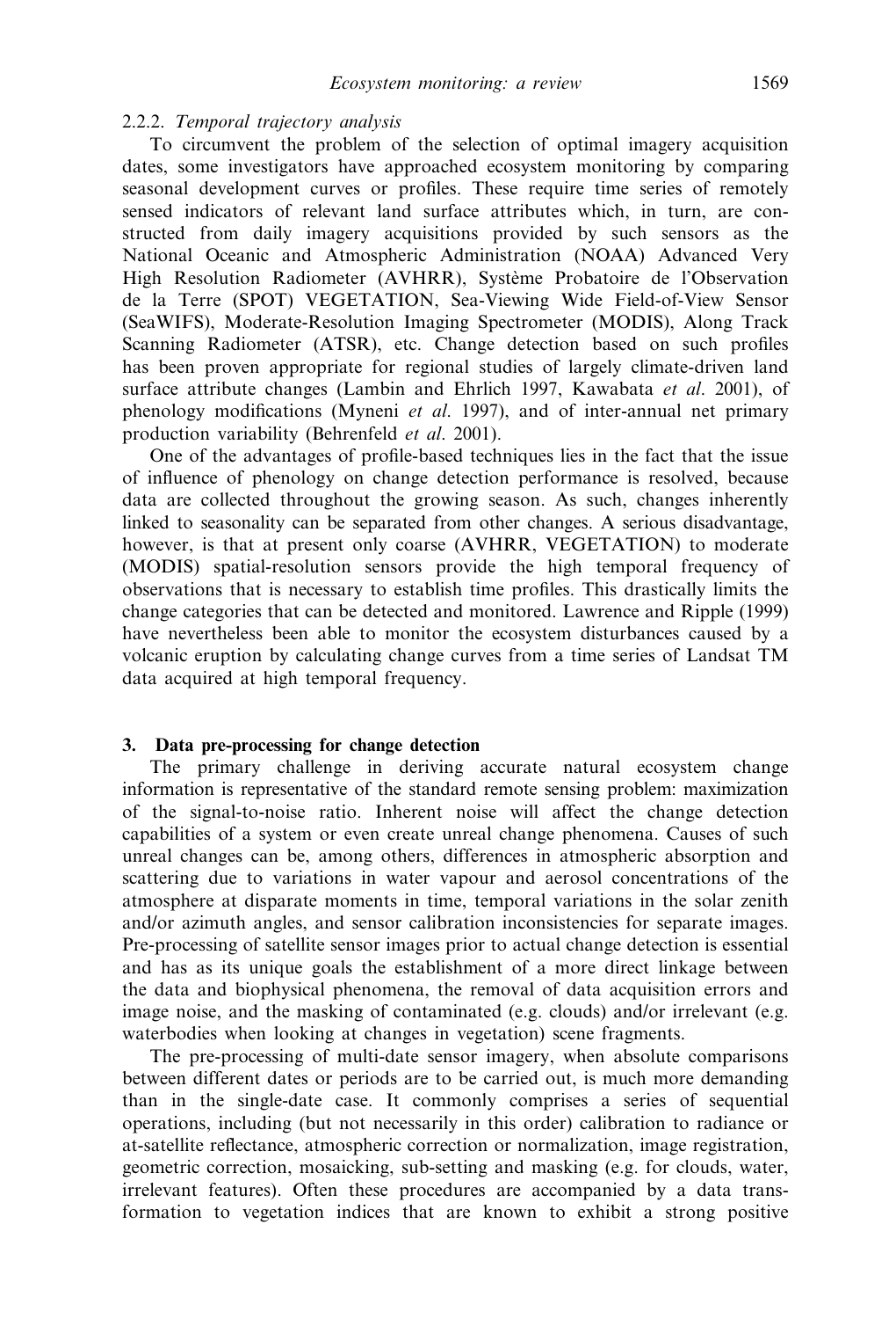#### 2.2.2. *Temporal trajectory analysis*

To circumvent the problem of the selection of optimal imagery acquisition dates, some investigators have approached ecosystem monitoring by comparing seasonal development curves or profiles. These require time series of remotely sensed indicators of relevant land surface attributes which, in turn, are constructed from daily imagery acquisitions provided by such sensors as the National Oceanic and Atmospheric Administration (NOAA) Advanced Very High Resolution Radiometer (AVHRR), Système Probatoire de l'Observation de la Terre (SPOT) VEGETATION, Sea-Viewing Wide Field-of-View Sensor (SeaWIFS), Moderate-Resolution Imaging Spectrometer (MODIS), Along Track Scanning Radiometer (ATSR), etc. Change detection based on such profiles has been proven appropriate for regional studies of largely climate-driven land surface attribute changes (Lambin and Ehrlich 1997, Kawabata *et al.* 2001), of phenology modifications (Myneni *et al.* 1997), and of inter-annual net primary production variability (Behrenfeld *et al.* 2001).

One of the advantages of profile-based techniques lies in the fact that the issue of influence of phenology on change detection performance is resolved, because data are collected throughout the growing season. As such, changes inherently linked to seasonality can be separated from other changes. A serious disadvantage, however, is that at present only coarse (AVHRR, VEGETATION) to moderate (MODIS) spatial-resolution sensors provide the high temporal frequency of observations that is necessary to establish time profiles. This drastically limits the change categories that can be detected and monitored. Lawrence and Ripple (1999) have nevertheless been able to monitor the ecosystem disturbances caused by a volcanic eruption by calculating change curves from a time series of Landsat TM data acquired at high temporal frequency.

## 3. Data pre-processing for change detection

The primary challenge in deriving accurate natural ecosystem change information is representative of the standard remote sensing problem: maximization of the signal-to-noise ratio. Inherent noise will affect the change detection capabilities of a system or even create unreal change phenomena. Causes of such unreal changes can be, among others, differences in atmospheric absorption and scattering due to variations in water vapour and aerosol concentrations of the atmosphere at disparate moments in time, temporal variations in the solar zenith and/or azimuth angles, and sensor calibration inconsistencies for separate images. Pre-processing of satellite sensor images prior to actual change detection is essential and has as its unique goals the establishment of a more direct linkage between the data and biophysical phenomena, the removal of data acquisition errors and image noise, and the masking of contaminated (e.g. clouds) and/or irrelevant (e.g. waterbodies when looking at changes in vegetation) scene fragments.

The pre-processing of multi-date sensor imagery, when absolute comparisons between different dates or periods are to be carried out, is much more demanding than in the single-date case. It commonly comprises a series of sequential operations, including (but not necessarily in this order) calibration to radiance or at-satellite reflectance, atmospheric correction or normalization, image registration, geometric correction, mosaicking, sub-setting and masking (e.g. for clouds, water, irrelevant features). Often these procedures are accompanied by a data transformation to vegetation indices that are known to exhibit a strong positive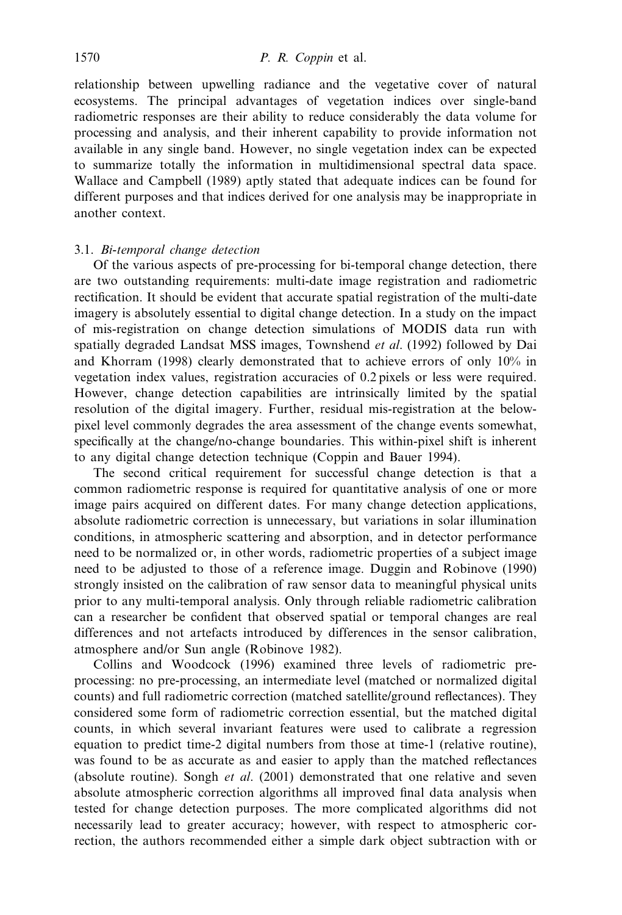relationship between upwelling radiance and the vegetative cover of natural ecosystems. The principal advantages of vegetation indices over single-band radiometric responses are their ability to reduce considerably the data volume for processing and analysis, and their inherent capability to provide information not available in any single band. However, no single vegetation index can be expected to summarize totally the information in multidimensional spectral data space. Wallace and Campbell (1989) aptly stated that adequate indices can be found for different purposes and that indices derived for one analysis may be inappropriate in another context.

### 3.1. *Bi-temporal change detection*

Of the various aspects of pre-processing for bi-temporal change detection, there are two outstanding requirements: multi-date image registration and radiometric rectification. It should be evident that accurate spatial registration of the multi-date imagery is absolutely essential to digital change detection. In a study on the impact of mis-registration on change detection simulations of MODIS data run with spatially degraded Landsat MSS images, Townshend *et al*. (1992) followed by Dai and Khorram (1998) clearly demonstrated that to achieve errors of only 10% in vegetation index values, registration accuracies of 0.2 pixels or less were required. However, change detection capabilities are intrinsically limited by the spatial resolution of the digital imagery. Further, residual mis-registration at the below-pixel level commonly degrades the area assessment of the change events somewhat, specifically at the change/no-change boundaries. This within-pixel shift is inherent to any digital change detection technique (Coppin and Bauer 1994).

The second critical requirement for successful change detection is that a common radiometric response is required for quantitative analysis of one or more image pairs acquired on different dates. For many change detection applications, absolute radiometric correction is unnecessary, but variations in solar illumination conditions, in atmospheric scattering and absorption, and in detector performance need to be normalized or, in other words, radiometric properties of a subject image need to be adjusted to those of a reference image. Duggin and Robinove (1990) strongly insisted on the calibration of raw sensor data to meaningful physical units prior to any multi-temporal analysis. Only through reliable radiometric calibration can a researcher be confident that observed spatial or temporal changes are real differences and not artefacts introduced by differences in the sensor calibration, atmosphere and/or Sun angle (Robinove 1982).

Collins and Woodcock (1996) examined three levels of radiometric pre-processing: no pre-processing, an intermediate level (matched or normalized digital counts) and full radiometric correction (matched satellite/ground reflectances). They considered some form of radiometric correction essential, but the matched digital counts, in which several invariant features were used to calibrate a regression equation to predict time-2 digital numbers from those at time-1 (relative routine), was found to be as accurate as and easier to apply than the matched reflectances (absolute routine). Songh *et al*. (2001) demonstrated that one relative and seven absolute atmospheric correction algorithms all improved final data analysis when tested for change detection purposes. The more complicated algorithms did not necessarily lead to greater accuracy; however, with respect to atmospheric correction, the authors recommended either a simple dark object subtraction with or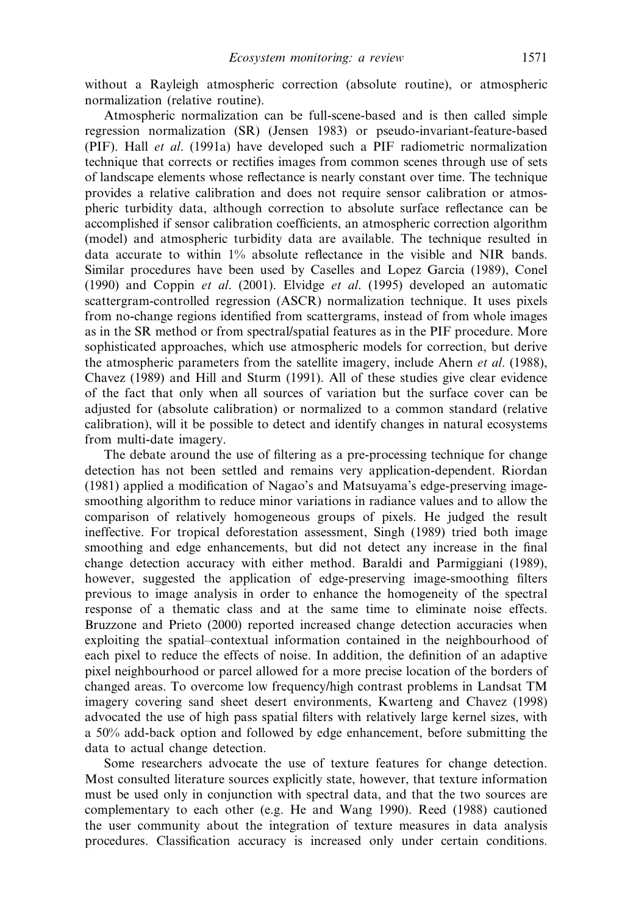without a Rayleigh atmospheric correction (absolute routine), or atmospheric normalization (relative routine).

Atmospheric normalization can be full-scene-based and is then called simple regression normalization (SR) (Jensen 1983) or pseudo-invariant-feature-based (PIF). Hall *et al.* (1991a) have developed such a PIF radiometric normalization technique that corrects or rectifies images from common scenes through use of sets of landscape elements whose reflectance is nearly constant over time. The technique provides a relative calibration and does not require sensor calibration or atmospheric turbidity data, although correction to absolute surface reflectance can be accomplished if sensor calibration coefficients, an atmospheric correction algorithm (model) and atmospheric turbidity data are available. The technique resulted in data accurate to within 1% absolute reflectance in the visible and NIR bands. Similar procedures have been used by Caselles and Lopez Garcia (1989), Conel (1990) and Coppin *et al.* (2001). Elvidge *et al.* (1995) developed an automatic scattergram-controlled regression (ASCR) normalization technique. It uses pixels from no-change regions identified from scattergrams, instead of from whole images as in the SR method or from spectral/spatial features as in the PIF procedure. More sophisticated approaches, which use atmospheric models for correction, but derive the atmospheric parameters from the satellite imagery, include Ahern *et al.* (1988), Chavez (1989) and Hill and Sturm (1991). All of these studies give clear evidence of the fact that only when all sources of variation but the surface cover can be adjusted for (absolute calibration) or normalized to a common standard (relative calibration), will it be possible to detect and identify changes in natural ecosystems from multi-date imagery.

The debate around the use of filtering as a pre-processing technique for change detection has not been settled and remains very application-dependent. Riordan (1981) applied a modification of Nagao's and Matsuyama's edge-preserving image-smoothing algorithm to reduce minor variations in radiance values and to allow the comparison of relatively homogeneous groups of pixels. He judged the result ineffective. For tropical deforestation assessment, Singh (1989) tried both image smoothing and edge enhancements, but did not detect any increase in the final change detection accuracy with either method. Baraldi and Parmiggiani (1989), however, suggested the application of edge-preserving image-smoothing filters previous to image analysis in order to enhance the homogeneity of the spectral response of a thematic class and at the same time to eliminate noise effects. Bruzzone and Prieto (2000) reported increased change detection accuracies when exploiting the spatial–contextual information contained in the neighbourhood of each pixel to reduce the effects of noise. In addition, the definition of an adaptive pixel neighbourhood or parcel allowed for a more precise location of the borders of changed areas. To overcome low frequency/high contrast problems in Landsat TM imagery covering sand sheet desert environments, Kwarteng and Chavez (1998) advocated the use of high pass spatial filters with relatively large kernel sizes, with a 50% add-back option and followed by edge enhancement, before submitting the data to actual change detection.

Some researchers advocate the use of texture features for change detection. Most consulted literature sources explicitly state, however, that texture information must be used only in conjunction with spectral data, and that the two sources are complementary to each other (e.g. He and Wang 1990). Reed (1988) cautioned the user community about the integration of texture measures in data analysis procedures. Classification accuracy is increased only under certain conditions.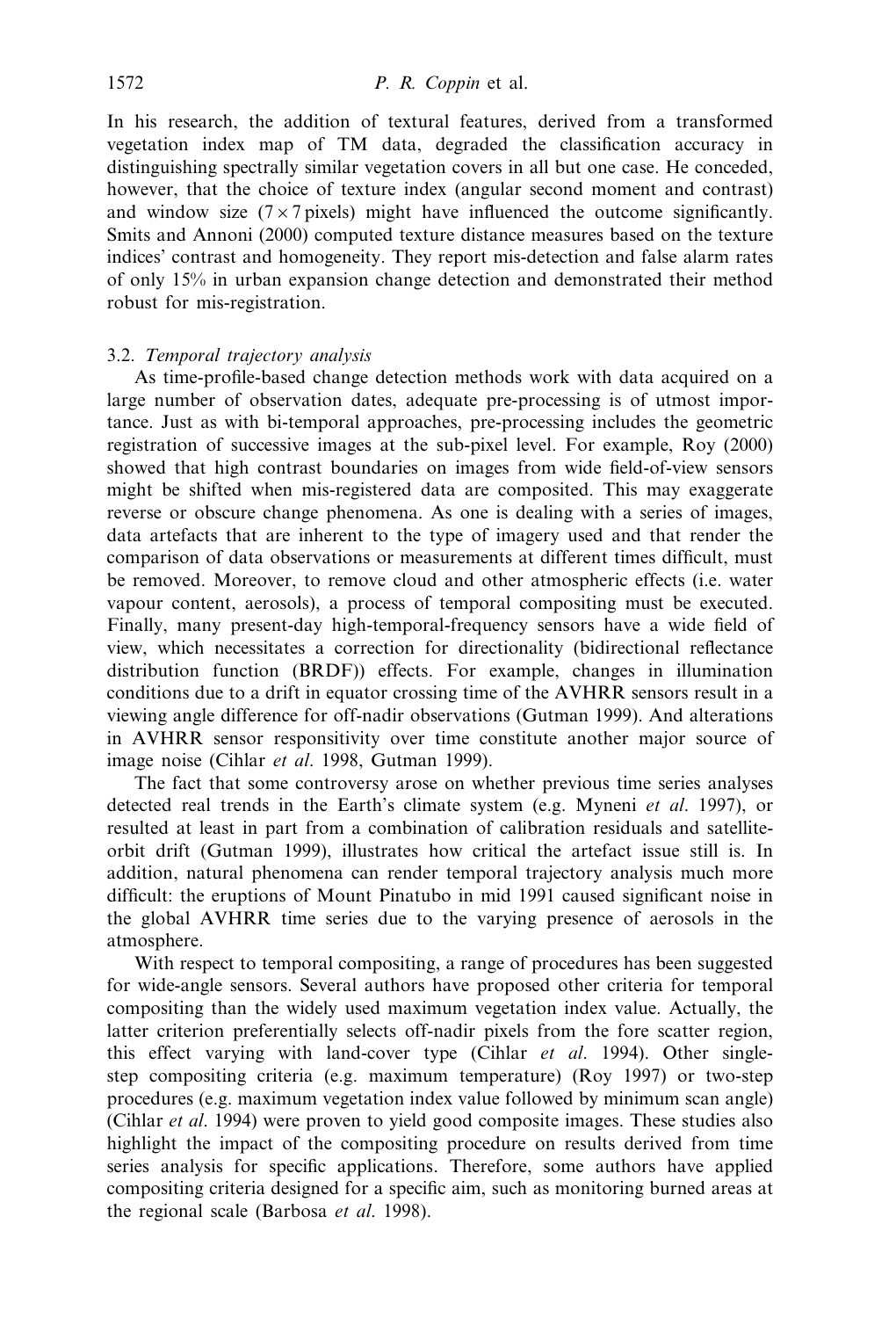In his research, the addition of textural features, derived from a transformed vegetation index map of TM data, degraded the classification accuracy in distinguishing spectrally similar vegetation covers in all but one case. He conceded, however, that the choice of texture index (angular second moment and contrast) and window size ($7 \times 7$ pixels) might have influenced the outcome significantly. Smits and Annoni (2000) computed texture distance measures based on the texture indices' contrast and homogeneity. They report mis-detection and false alarm rates of only 15% in urban expansion change detection and demonstrated their method robust for mis-registration.

### 3.2. *Temporal trajectory analysis*

As time-profile-based change detection methods work with data acquired on a large number of observation dates, adequate pre-processing is of utmost importance. Just as with bi-temporal approaches, pre-processing includes the geometric registration of successive images at the sub-pixel level. For example, Roy (2000) showed that high contrast boundaries on images from wide field-of-view sensors might be shifted when mis-registered data are composited. This may exaggerate reverse or obscure change phenomena. As one is dealing with a series of images, data artefacts that are inherent to the type of imagery used and that render the comparison of data observations or measurements at different times difficult, must be removed. Moreover, to remove cloud and other atmospheric effects (i.e. water vapour content, aerosols), a process of temporal compositing must be executed. Finally, many present-day high-temporal-frequency sensors have a wide field of view, which necessitates a correction for directionality (bidirectional reflectance distribution function (BRDF)) effects. For example, changes in illumination conditions due to a drift in equator crossing time of the AVHRR sensors result in a viewing angle difference for off-nadir observations (Gutman 1999). And alterations in AVHRR sensor responsitivity over time constitute another major source of image noise (Cihlar *et al*. 1998, Gutman 1999).

The fact that some controversy arose on whether previous time series analyses detected real trends in the Earth's climate system (e.g. Myneni *et al*. 1997), or resulted at least in part from a combination of calibration residuals and satellite-orbit drift (Gutman 1999), illustrates how critical the artefact issue still is. In addition, natural phenomena can render temporal trajectory analysis much more difficult: the eruptions of Mount Pinatubo in mid 1991 caused significant noise in the global AVHRR time series due to the varying presence of aerosols in the atmosphere.

With respect to temporal compositing, a range of procedures has been suggested for wide-angle sensors. Several authors have proposed other criteria for temporal compositing than the widely used maximum vegetation index value. Actually, the latter criterion preferentially selects off-nadir pixels from the fore scatter region, this effect varying with land-cover type (Cihlar *et al*. 1994). Other single-step compositing criteria (e.g. maximum temperature) (Roy 1997) or two-step procedures (e.g. maximum vegetation index value followed by minimum scan angle) (Cihlar *et al*. 1994) were proven to yield good composite images. These studies also highlight the impact of the compositing procedure on results derived from time series analysis for specific applications. Therefore, some authors have applied compositing criteria designed for a specific aim, such as monitoring burned areas at the regional scale (Barbosa *et al*. 1998).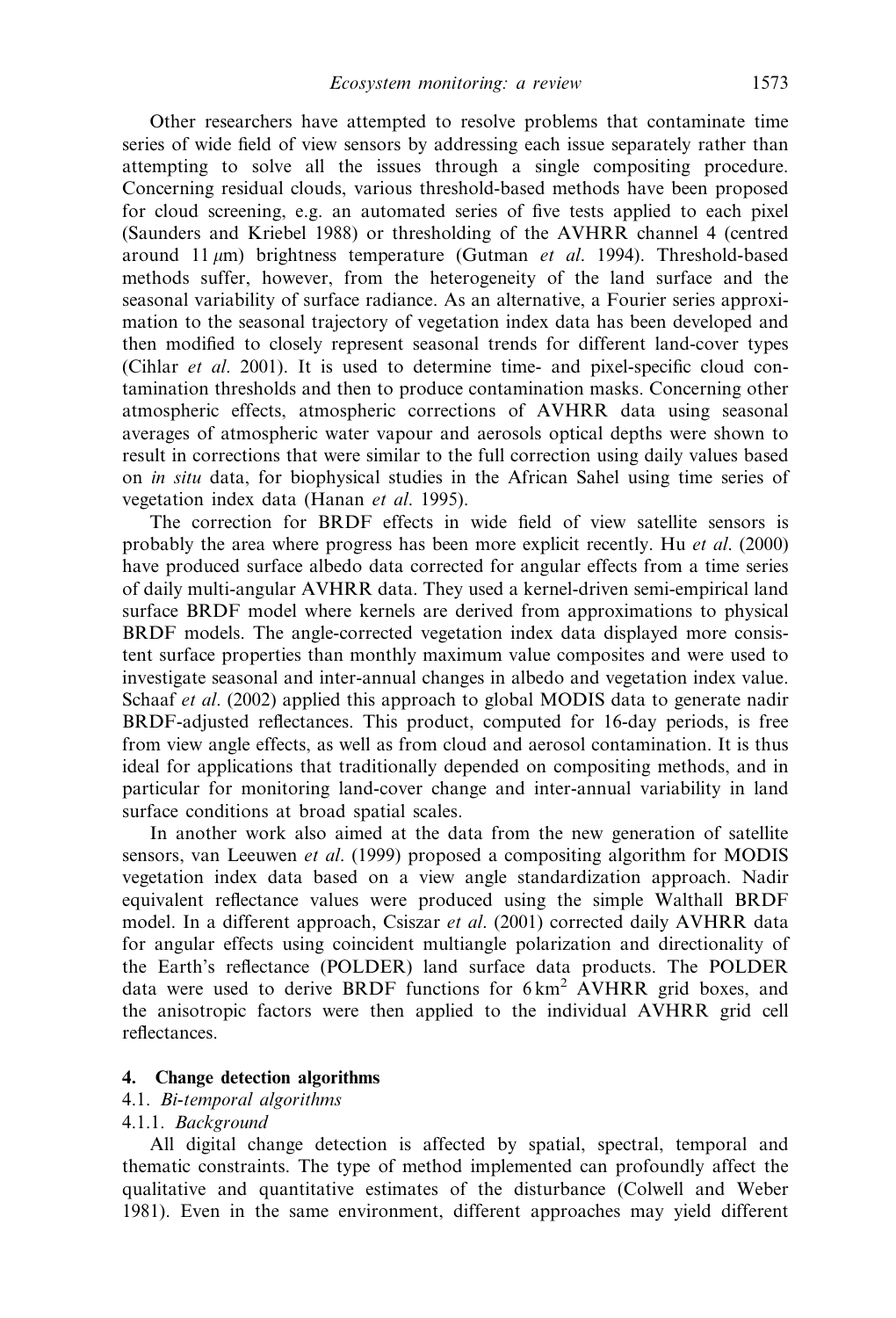Other researchers have attempted to resolve problems that contaminate time series of wide field of view sensors by addressing each issue separately rather than attempting to solve all the issues through a single compositing procedure. Concerning residual clouds, various threshold-based methods have been proposed for cloud screening, e.g. an automated series of five tests applied to each pixel (Saunders and Kriebel 1988) or thresholding of the AVHRR channel 4 (centred around 11 $\mu$m) brightness temperature (Gutman *et al*. 1994). Threshold-based methods suffer, however, from the heterogeneity of the land surface and the seasonal variability of surface radiance. As an alternative, a Fourier series approximation to the seasonal trajectory of vegetation index data has been developed and then modified to closely represent seasonal trends for different land-cover types (Cihlar *et al*. 2001). It is used to determine time- and pixel-specific cloud contamination thresholds and then to produce contamination masks. Concerning other atmospheric effects, atmospheric corrections of AVHRR data using seasonal averages of atmospheric water vapour and aerosols optical depths were shown to result in corrections that were similar to the full correction using daily values based on *in situ* data, for biophysical studies in the African Sahel using time series of vegetation index data (Hanan *et al*. 1995).

The correction for BRDF effects in wide field of view satellite sensors is probably the area where progress has been more explicit recently. Hu *et al*. (2000) have produced surface albedo data corrected for angular effects from a time series of daily multi-angular AVHRR data. They used a kernel-driven semi-empirical land surface BRDF model where kernels are derived from approximations to physical BRDF models. The angle-corrected vegetation index data displayed more consistent surface properties than monthly maximum value composites and were used to investigate seasonal and inter-annual changes in albedo and vegetation index value. Schaaf *et al*. (2002) applied this approach to global MODIS data to generate nadir BRDF-adjusted reflectances. This product, computed for 16-day periods, is free from view angle effects, as well as from cloud and aerosol contamination. It is thus ideal for applications that traditionally depended on compositing methods, and in particular for monitoring land-cover change and inter-annual variability in land surface conditions at broad spatial scales.

In another work also aimed at the data from the new generation of satellite sensors, van Leeuwen *et al*. (1999) proposed a compositing algorithm for MODIS vegetation index data based on a view angle standardization approach. Nadir equivalent reflectance values were produced using the simple Walthall BRDF model. In a different approach, Csiszar *et al*. (2001) corrected daily AVHRR data for angular effects using coincident multiangle polarization and directionality of the Earth's reflectance (POLDER) land surface data products. The POLDER data were used to derive BRDF functions for 6 $km^2$ AVHRR grid boxes, and the anisotropic factors were then applied to the individual AVHRR grid cell reflectances.

## 4. Change detection algorithms

### 4.1. *Bi-temporal algorithms*

#### 4.1.1. *Background*

All digital change detection is affected by spatial, spectral, temporal and thematic constraints. The type of method implemented can profoundly affect the qualitative and quantitative estimates of the disturbance (Colwell and Weber 1981). Even in the same environment, different approaches may yield different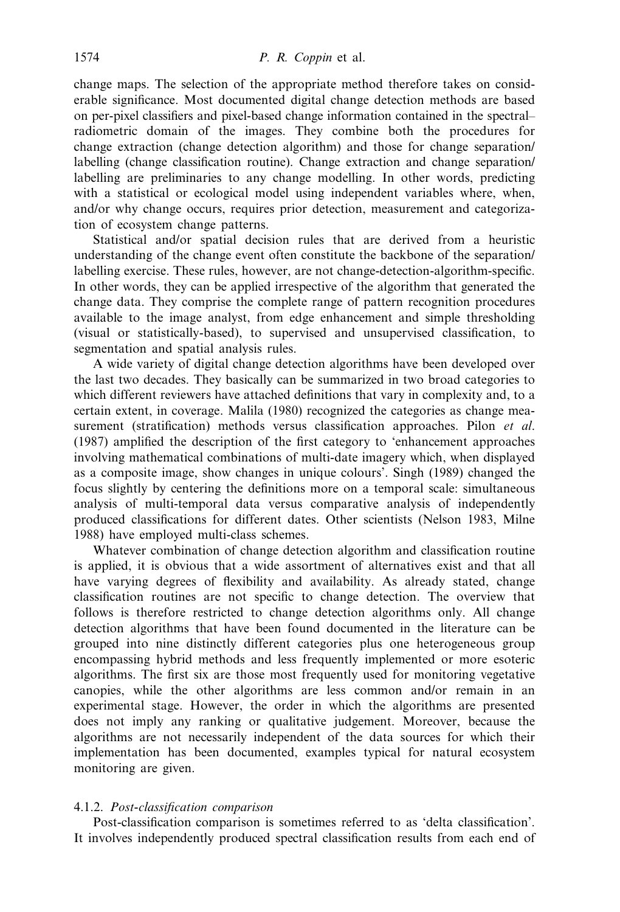change maps. The selection of the appropriate method therefore takes on considerable significance. Most documented digital change detection methods are based on per-pixel classifiers and pixel-based change information contained in the spectral–radiometric domain of the images. They combine both the procedures for change extraction (change detection algorithm) and those for change separation/labelling (change classification routine). Change extraction and change separation/labelling are preliminaries to any change modelling. In other words, predicting with a statistical or ecological model using independent variables where, when, and/or why change occurs, requires prior detection, measurement and categorization of ecosystem change patterns.

Statistical and/or spatial decision rules that are derived from a heuristic understanding of the change event often constitute the backbone of the separation/labelling exercise. These rules, however, are not change-detection-algorithm-specific. In other words, they can be applied irrespective of the algorithm that generated the change data. They comprise the complete range of pattern recognition procedures available to the image analyst, from edge enhancement and simple thresholding (visual or statistically-based), to supervised and unsupervised classification, to segmentation and spatial analysis rules.

A wide variety of digital change detection algorithms have been developed over the last two decades. They basically can be summarized in two broad categories to which different reviewers have attached definitions that vary in complexity and, to a certain extent, in coverage. Malila (1980) recognized the categories as change measurement (stratification) methods versus classification approaches. Pilon *et al.* (1987) amplified the description of the first category to 'enhancement approaches involving mathematical combinations of multi-date imagery which, when displayed as a composite image, show changes in unique colours'. Singh (1989) changed the focus slightly by centering the definitions more on a temporal scale: simultaneous analysis of multi-temporal data versus comparative analysis of independently produced classifications for different dates. Other scientists (Nelson 1983, Milne 1988) have employed multi-class schemes.

Whatever combination of change detection algorithm and classification routine is applied, it is obvious that a wide assortment of alternatives exist and that all have varying degrees of flexibility and availability. As already stated, change classification routines are not specific to change detection. The overview that follows is therefore restricted to change detection algorithms only. All change detection algorithms that have been found documented in the literature can be grouped into nine distinctly different categories plus one heterogeneous group encompassing hybrid methods and less frequently implemented or more esoteric algorithms. The first six are those most frequently used for monitoring vegetative canopies, while the other algorithms are less common and/or remain in an experimental stage. However, the order in which the algorithms are presented does not imply any ranking or qualitative judgement. Moreover, because the algorithms are not necessarily independent of the data sources for which their implementation has been documented, examples typical for natural ecosystem monitoring are given.

#### 4.1.2. *Post-classification comparison*

Post-classification comparison is sometimes referred to as 'delta classification'. It involves independently produced spectral classification results from each end of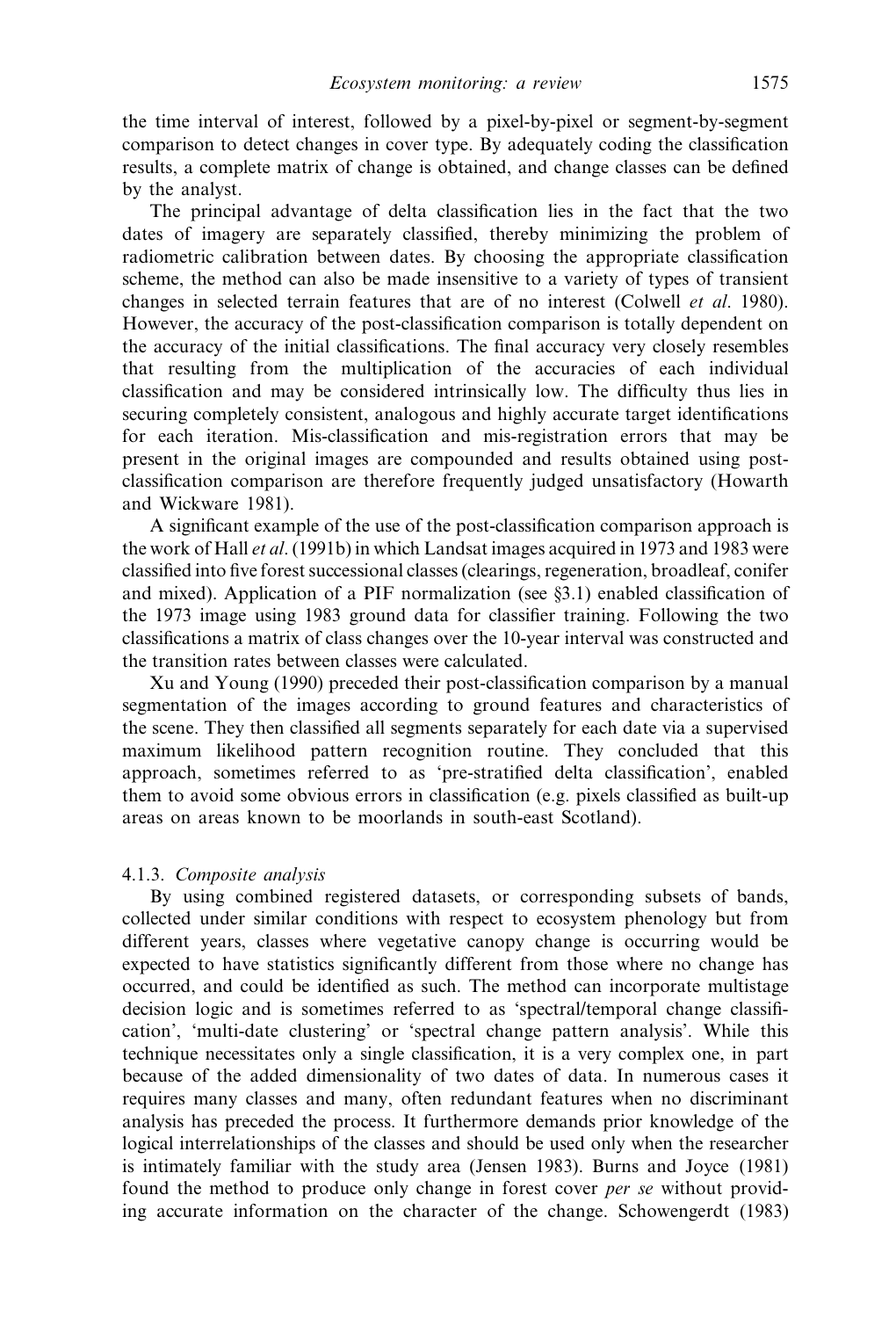the time interval of interest, followed by a pixel-by-pixel or segment-by-segment comparison to detect changes in cover type. By adequately coding the classification results, a complete matrix of change is obtained, and change classes can be defined by the analyst.

The principal advantage of delta classification lies in the fact that the two dates of imagery are separately classified, thereby minimizing the problem of radiometric calibration between dates. By choosing the appropriate classification scheme, the method can also be made insensitive to a variety of types of transient changes in selected terrain features that are of no interest (Colwell *et al*. 1980). However, the accuracy of the post-classification comparison is totally dependent on the accuracy of the initial classifications. The final accuracy very closely resembles that resulting from the multiplication of the accuracies of each individual classification and may be considered intrinsically low. The difficulty thus lies in securing completely consistent, analogous and highly accurate target identifications for each iteration. Mis-classification and mis-registration errors that may be present in the original images are compounded and results obtained using post-classification comparison are therefore frequently judged unsatisfactory (Howarth and Wickware 1981).

A significant example of the use of the post-classification comparison approach is the work of Hall *et al*. (1991b) in which Landsat images acquired in 1973 and 1983 were classified into five forest successional classes (clearings, regeneration, broadleaf, conifer and mixed). Application of a PIF normalization (see §3.1) enabled classification of the 1973 image using 1983 ground data for classifier training. Following the two classifications a matrix of class changes over the 10-year interval was constructed and the transition rates between classes were calculated.

Xu and Young (1990) preceded their post-classification comparison by a manual segmentation of the images according to ground features and characteristics of the scene. They then classified all segments separately for each date via a supervised maximum likelihood pattern recognition routine. They concluded that this approach, sometimes referred to as 'pre-stratified delta classification', enabled them to avoid some obvious errors in classification (e.g. pixels classified as built-up areas on areas known to be moorlands in south-east Scotland).

#### 4.1.3. *Composite analysis*

By using combined registered datasets, or corresponding subsets of bands, collected under similar conditions with respect to ecosystem phenology but from different years, classes where vegetative canopy change is occurring would be expected to have statistics significantly different from those where no change has occurred, and could be identified as such. The method can incorporate multistage decision logic and is sometimes referred to as 'spectral/temporal change classification', 'multi-date clustering' or 'spectral change pattern analysis'. While this technique necessitates only a single classification, it is a very complex one, in part because of the added dimensionality of two dates of data. In numerous cases it requires many classes and many, often redundant features when no discriminant analysis has preceded the process. It furthermore demands prior knowledge of the logical interrelationships of the classes and should be used only when the researcher is intimately familiar with the study area (Jensen 1983). Burns and Joyce (1981) found the method to produce only change in forest cover *per se* without providing accurate information on the character of the change. Schowengerdt (1983)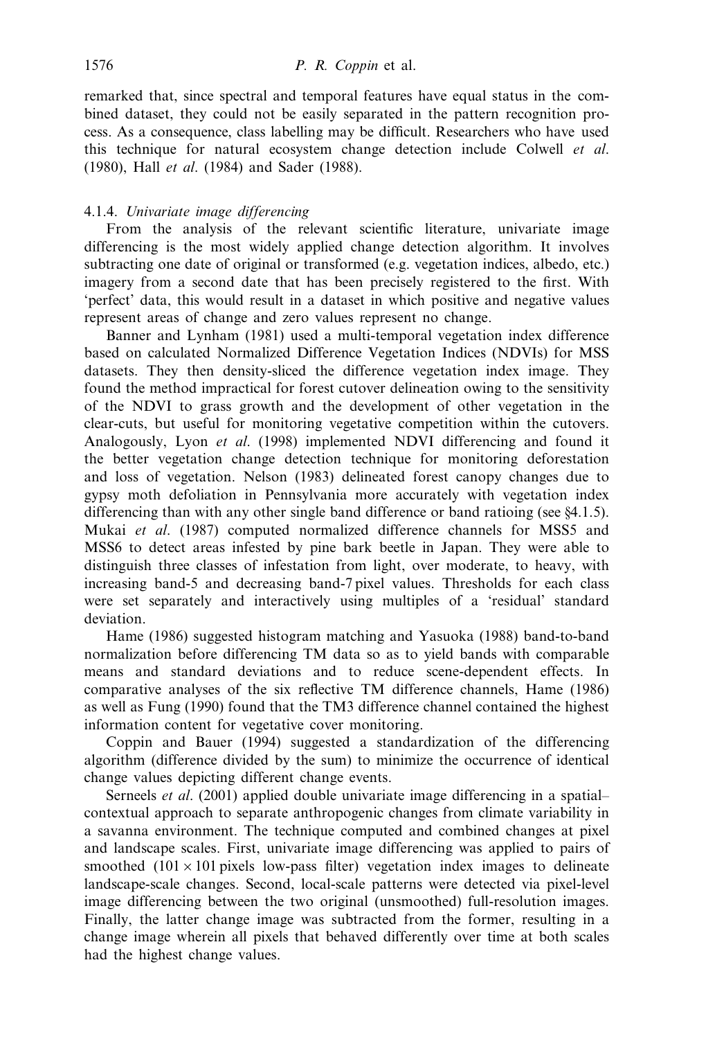remarked that, since spectral and temporal features have equal status in the combined dataset, they could not be easily separated in the pattern recognition process. As a consequence, class labelling may be difficult. Researchers who have used this technique for natural ecosystem change detection include Colwell *et al.* (1980), Hall *et al.* (1984) and Sader (1988).

#### 4.1.4. *Univariate image differencing*

From the analysis of the relevant scientific literature, univariate image differencing is the most widely applied change detection algorithm. It involves subtracting one date of original or transformed (e.g. vegetation indices, albedo, etc.) imagery from a second date that has been precisely registered to the first. With 'perfect' data, this would result in a dataset in which positive and negative values represent areas of change and zero values represent no change.

Banner and Lynham (1981) used a multi-temporal vegetation index difference based on calculated Normalized Difference Vegetation Indices (NDVIs) for MSS datasets. They then density-sliced the difference vegetation index image. They found the method impractical for forest cutover delineation owing to the sensitivity of the NDVI to grass growth and the development of other vegetation in the clear-cuts, but useful for monitoring vegetative competition within the cutovers. Analogously, Lyon *et al.* (1998) implemented NDVI differencing and found it the better vegetation change detection technique for monitoring deforestation and loss of vegetation. Nelson (1983) delineated forest canopy changes due to gypsy moth defoliation in Pennsylvania more accurately with vegetation index differencing than with any other single band difference or band ratioing (see §4.1.5). Mukai *et al.* (1987) computed normalized difference channels for MSS5 and MSS6 to detect areas infested by pine bark beetle in Japan. They were able to distinguish three classes of infestation from light, over moderate, to heavy, with increasing band-5 and decreasing band-7 pixel values. Thresholds for each class were set separately and interactively using multiples of a 'residual' standard deviation.

Hame (1986) suggested histogram matching and Yasuoka (1988) band-to-band normalization before differencing TM data so as to yield bands with comparable means and standard deviations and to reduce scene-dependent effects. In comparative analyses of the six reflective TM difference channels, Hame (1986) as well as Fung (1990) found that the TM3 difference channel contained the highest information content for vegetative cover monitoring.

Coppin and Bauer (1994) suggested a standardization of the differencing algorithm (difference divided by the sum) to minimize the occurrence of identical change values depicting different change events.

Serneels *et al.* (2001) applied double univariate image differencing in a spatial–contextual approach to separate anthropogenic changes from climate variability in a savanna environment. The technique computed and combined changes at pixel and landscape scales. First, univariate image differencing was applied to pairs of smoothed ($101 \times 101$ pixels low-pass filter) vegetation index images to delineate landscape-scale changes. Second, local-scale patterns were detected via pixel-level image differencing between the two original (unsmoothed) full-resolution images. Finally, the latter change image was subtracted from the former, resulting in a change image wherein all pixels that behaved differently over time at both scales had the highest change values.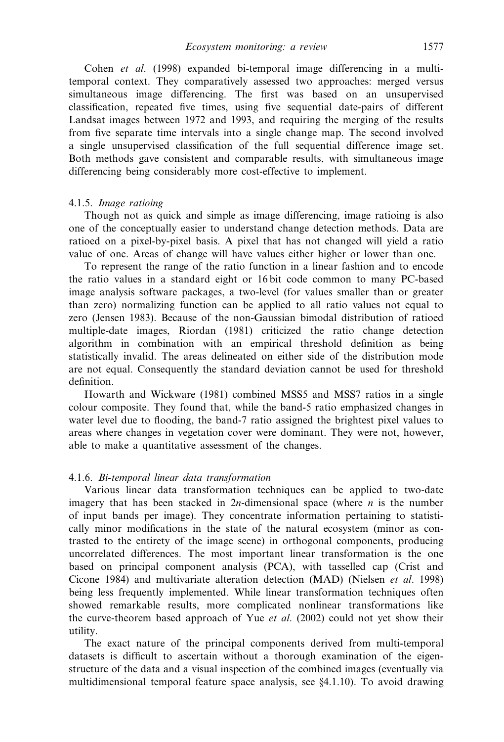Cohen *et al*. (1998) expanded bi-temporal image differencing in a multi-temporal context. They comparatively assessed two approaches: merged versus simultaneous image differencing. The first was based on an unsupervised classification, repeated five times, using five sequential date-pairs of different Landsat images between 1972 and 1993, and requiring the merging of the results from five separate time intervals into a single change map. The second involved a single unsupervised classification of the full sequential difference image set. Both methods gave consistent and comparable results, with simultaneous image differencing being considerably more cost-effective to implement.

#### 4.1.5. *Image ratioing*

Though not as quick and simple as image differencing, image ratioing is also one of the conceptually easier to understand change detection methods. Data are ratioed on a pixel-by-pixel basis. A pixel that has not changed will yield a ratio value of one. Areas of change will have values either higher or lower than one.

To represent the range of the ratio function in a linear fashion and to encode the ratio values in a standard eight or 16 bit code common to many PC-based image analysis software packages, a two-level (for values smaller than or greater than zero) normalizing function can be applied to all ratio values not equal to zero (Jensen 1983). Because of the non-Gaussian bimodal distribution of ratioed multiple-date images, Riordan (1981) criticized the ratio change detection algorithm in combination with an empirical threshold definition as being statistically invalid. The areas delineated on either side of the distribution mode are not equal. Consequently the standard deviation cannot be used for threshold definition.

Howarth and Wickware (1981) combined MSS5 and MSS7 ratios in a single colour composite. They found that, while the band-5 ratio emphasized changes in water level due to flooding, the band-7 ratio assigned the brightest pixel values to areas where changes in vegetation cover were dominant. They were not, however, able to make a quantitative assessment of the changes.

#### 4.1.6. *Bi-temporal linear data transformation*

Various linear data transformation techniques can be applied to two-date imagery that has been stacked in $2n$-dimensional space (where $n$ is the number of input bands per image). They concentrate information pertaining to statistically minor modifications in the state of the natural ecosystem (minor as contrasted to the entirety of the image scene) in orthogonal components, producing uncorrelated differences. The most important linear transformation is the one based on principal component analysis (PCA), with tasselled cap (Crist and Cicone 1984) and multivariate alteration detection (MAD) (Nielsen *et al*. 1998) being less frequently implemented. While linear transformation techniques often showed remarkable results, more complicated nonlinear transformations like the curve-theorem based approach of Yue *et al*. (2002) could not yet show their utility.

The exact nature of the principal components derived from multi-temporal datasets is difficult to ascertain without a thorough examination of the eigen-structure of the data and a visual inspection of the combined images (eventually via multidimensional temporal feature space analysis, see §4.1.10). To avoid drawing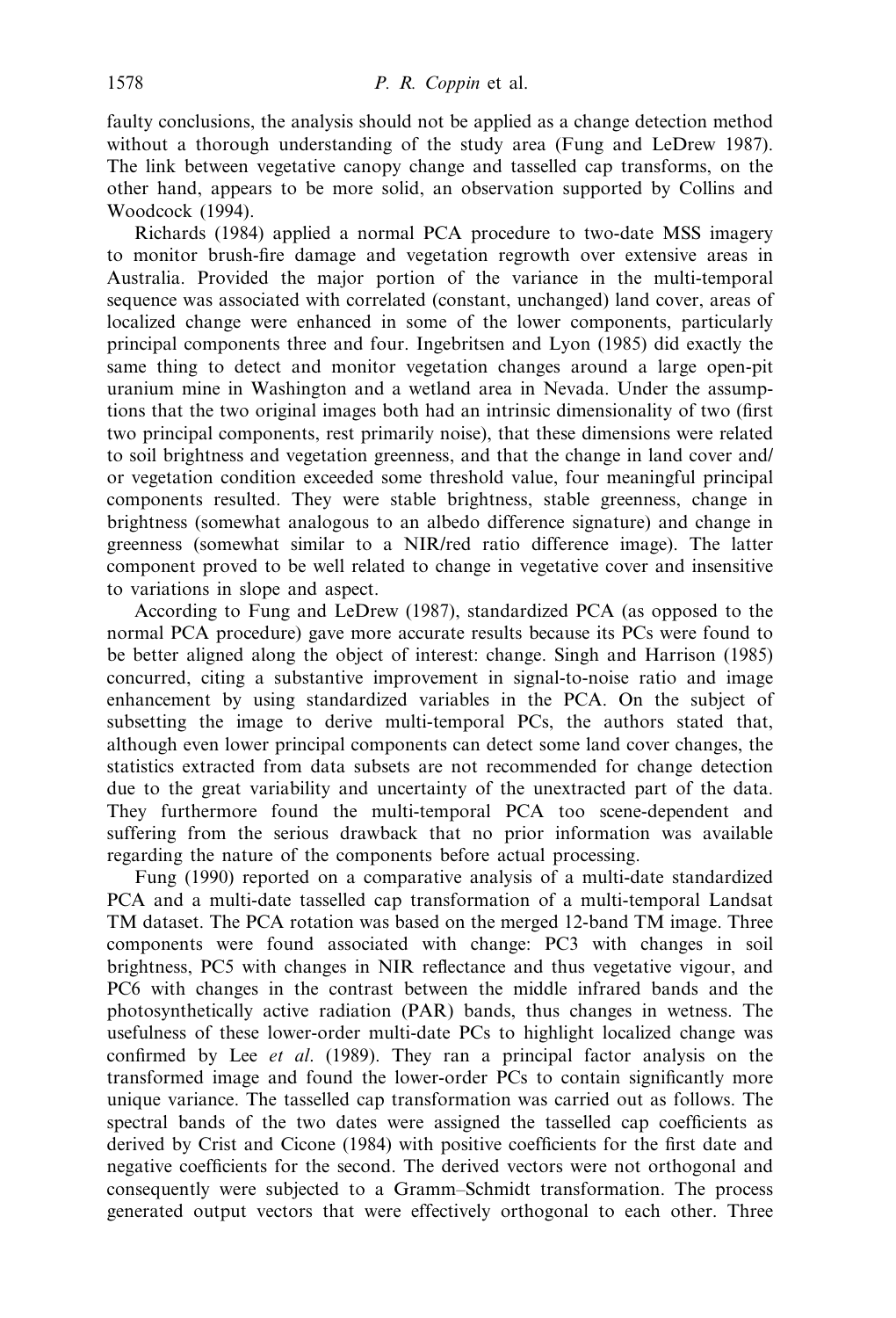faulty conclusions, the analysis should not be applied as a change detection method without a thorough understanding of the study area (Fung and LeDrew 1987). The link between vegetative canopy change and tasselled cap transforms, on the other hand, appears to be more solid, an observation supported by Collins and Woodcock (1994).

Richards (1984) applied a normal PCA procedure to two-date MSS imagery to monitor brush-fire damage and vegetation regrowth over extensive areas in Australia. Provided the major portion of the variance in the multi-temporal sequence was associated with correlated (constant, unchanged) land cover, areas of localized change were enhanced in some of the lower components, particularly principal components three and four. Ingebritsen and Lyon (1985) did exactly the same thing to detect and monitor vegetation changes around a large open-pit uranium mine in Washington and a wetland area in Nevada. Under the assumptions that the two original images both had an intrinsic dimensionality of two (first two principal components, rest primarily noise), that these dimensions were related to soil brightness and vegetation greenness, and that the change in land cover and/or vegetation condition exceeded some threshold value, four meaningful principal components resulted. They were stable brightness, stable greenness, change in brightness (somewhat analogous to an albedo difference signature) and change in greenness (somewhat similar to a NIR/red ratio difference image). The latter component proved to be well related to change in vegetative cover and insensitive to variations in slope and aspect.

According to Fung and LeDrew (1987), standardized PCA (as opposed to the normal PCA procedure) gave more accurate results because its PCs were found to be better aligned along the object of interest: change. Singh and Harrison (1985) concurred, citing a substantive improvement in signal-to-noise ratio and image enhancement by using standardized variables in the PCA. On the subject of subsetting the image to derive multi-temporal PCs, the authors stated that, although even lower principal components can detect some land cover changes, the statistics extracted from data subsets are not recommended for change detection due to the great variability and uncertainty of the unextracted part of the data. They furthermore found the multi-temporal PCA too scene-dependent and suffering from the serious drawback that no prior information was available regarding the nature of the components before actual processing.

Fung (1990) reported on a comparative analysis of a multi-date standardized PCA and a multi-date tasselled cap transformation of a multi-temporal Landsat TM dataset. The PCA rotation was based on the merged 12-band TM image. Three components were found associated with change: PC3 with changes in soil brightness, PC5 with changes in NIR reflectance and thus vegetative vigour, and PC6 with changes in the contrast between the middle infrared bands and the photosynthetically active radiation (PAR) bands, thus changes in wetness. The usefulness of these lower-order multi-date PCs to highlight localized change was confirmed by Lee *et al.* (1989). They ran a principal factor analysis on the transformed image and found the lower-order PCs to contain significantly more unique variance. The tasselled cap transformation was carried out as follows. The spectral bands of the two dates were assigned the tasselled cap coefficients as derived by Crist and Cicone (1984) with positive coefficients for the first date and negative coefficients for the second. The derived vectors were not orthogonal and consequently were subjected to a Gramm–Schmidt transformation. The process generated output vectors that were effectively orthogonal to each other. Three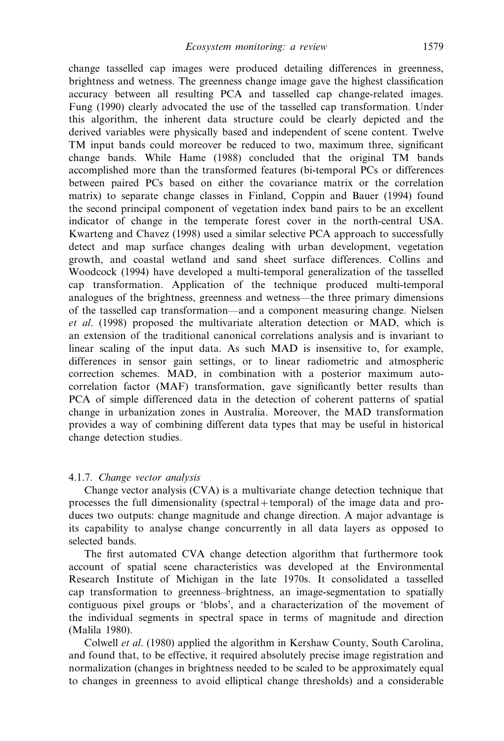change tasselled cap images were produced detailing differences in greenness, brightness and wetness. The greenness change image gave the highest classification accuracy between all resulting PCA and tasselled cap change-related images. Fung (1990) clearly advocated the use of the tasselled cap transformation. Under this algorithm, the inherent data structure could be clearly depicted and the derived variables were physically based and independent of scene content. Twelve TM input bands could moreover be reduced to two, maximum three, significant change bands. While Hame (1988) concluded that the original TM bands accomplished more than the transformed features (bi-temporal PCs or differences between paired PCs based on either the covariance matrix or the correlation matrix) to separate change classes in Finland, Coppin and Bauer (1994) found the second principal component of vegetation index band pairs to be an excellent indicator of change in the temperate forest cover in the north-central USA. Kwarteng and Chavez (1998) used a similar selective PCA approach to successfully detect and map surface changes dealing with urban development, vegetation growth, and coastal wetland and sand sheet surface differences. Collins and Woodcock (1994) have developed a multi-temporal generalization of the tasselled cap transformation. Application of the technique produced multi-temporal analogues of the brightness, greenness and wetness—the three primary dimensions of the tasselled cap transformation—and a component measuring change. Nielsen *et al*. (1998) proposed the multivariate alteration detection or MAD, which is an extension of the traditional canonical correlations analysis and is invariant to linear scaling of the input data. As such MAD is insensitive to, for example, differences in sensor gain settings, or to linear radiometric and atmospheric correction schemes. MAD, in combination with a posterior maximum autocorrelation factor (MAF) transformation, gave significantly better results than PCA of simple differenced data in the detection of coherent patterns of spatial change in urbanization zones in Australia. Moreover, the MAD transformation provides a way of combining different data types that may be useful in historical change detection studies.

#### 4.1.7. *Change vector analysis*

Change vector analysis (CVA) is a multivariate change detection technique that processes the full dimensionality (spectral + temporal) of the image data and produces two outputs: change magnitude and change direction. A major advantage is its capability to analyse change concurrently in all data layers as opposed to selected bands.

The first automated CVA change detection algorithm that furthermore took account of spatial scene characteristics was developed at the Environmental Research Institute of Michigan in the late 1970s. It consolidated a tasselled cap transformation to greenness–brightness, an image-segmentation to spatially contiguous pixel groups or 'blobs', and a characterization of the movement of the individual segments in spectral space in terms of magnitude and direction (Malila 1980).

Colwell *et al*. (1980) applied the algorithm in Kershaw County, South Carolina, and found that, to be effective, it required absolutely precise image registration and normalization (changes in brightness needed to be scaled to be approximately equal to changes in greenness to avoid elliptical change thresholds) and a considerable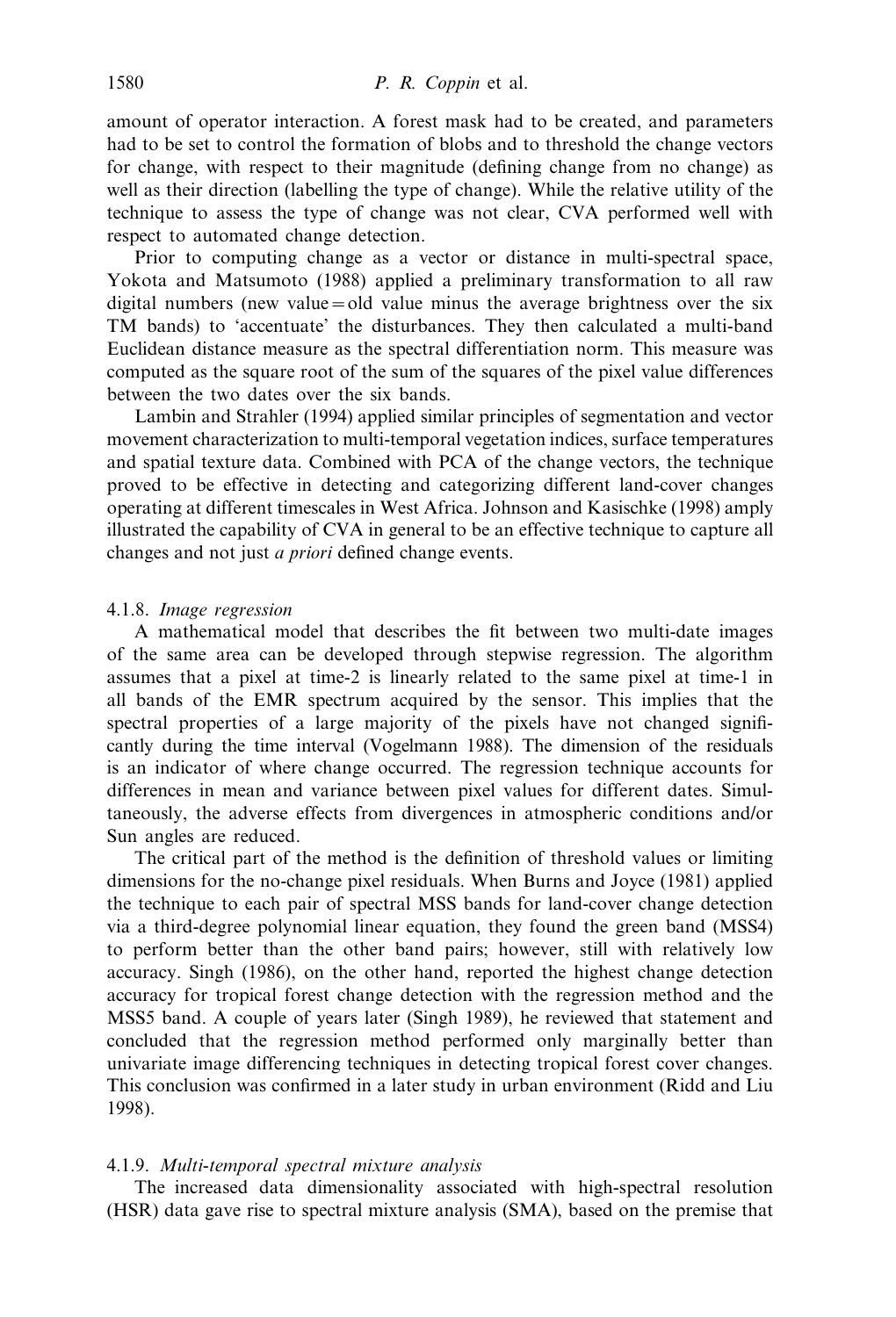amount of operator interaction. A forest mask had to be created, and parameters had to be set to control the formation of blobs and to threshold the change vectors for change, with respect to their magnitude (defining change from no change) as well as their direction (labelling the type of change). While the relative utility of the technique to assess the type of change was not clear, CVA performed well with respect to automated change detection.

Prior to computing change as a vector or distance in multi-spectral space, Yokota and Matsumoto (1988) applied a preliminary transformation to all raw digital numbers (new value = old value minus the average brightness over the six TM bands) to 'accentuate' the disturbances. They then calculated a multi-band Euclidean distance measure as the spectral differentiation norm. This measure was computed as the square root of the sum of the squares of the pixel value differences between the two dates over the six bands.

Lambin and Strahler (1994) applied similar principles of segmentation and vector movement characterization to multi-temporal vegetation indices, surface temperatures and spatial texture data. Combined with PCA of the change vectors, the technique proved to be effective in detecting and categorizing different land-cover changes operating at different timescales in West Africa. Johnson and Kasischke (1998) amply illustrated the capability of CVA in general to be an effective technique to capture all changes and not just *a priori* defined change events.

#### 4.1.8. *Image regression*

A mathematical model that describes the fit between two multi-date images of the same area can be developed through stepwise regression. The algorithm assumes that a pixel at time-2 is linearly related to the same pixel at time-1 in all bands of the EMR spectrum acquired by the sensor. This implies that the spectral properties of a large majority of the pixels have not changed significantly during the time interval (Vogelmann 1988). The dimension of the residuals is an indicator of where change occurred. The regression technique accounts for differences in mean and variance between pixel values for different dates. Simultaneously, the adverse effects from divergences in atmospheric conditions and/or Sun angles are reduced.

The critical part of the method is the definition of threshold values or limiting dimensions for the no-change pixel residuals. When Burns and Joyce (1981) applied the technique to each pair of spectral MSS bands for land-cover change detection via a third-degree polynomial linear equation, they found the green band (MSS4) to perform better than the other band pairs; however, still with relatively low accuracy. Singh (1986), on the other hand, reported the highest change detection accuracy for tropical forest change detection with the regression method and the MSS5 band. A couple of years later (Singh 1989), he reviewed that statement and concluded that the regression method performed only marginally better than univariate image differencing techniques in detecting tropical forest cover changes. This conclusion was confirmed in a later study in urban environment (Ridd and Liu 1998).

#### 4.1.9. *Multi-temporal spectral mixture analysis*

The increased data dimensionality associated with high-spectral resolution (HSR) data gave rise to spectral mixture analysis (SMA), based on the premise that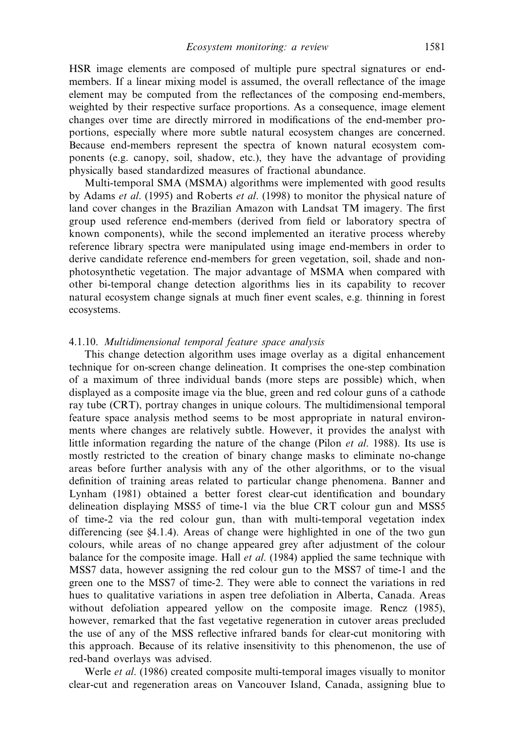HSR image elements are composed of multiple pure spectral signatures or end-members. If a linear mixing model is assumed, the overall reflectance of the image element may be computed from the reflectances of the composing end-members, weighted by their respective surface proportions. As a consequence, image element changes over time are directly mirrored in modifications of the end-member proportions, especially where more subtle natural ecosystem changes are concerned. Because end-members represent the spectra of known natural ecosystem components (e.g. canopy, soil, shadow, etc.), they have the advantage of providing physically based standardized measures of fractional abundance.

Multi-temporal SMA (MSMA) algorithms were implemented with good results by Adams *et al*. (1995) and Roberts *et al*. (1998) to monitor the physical nature of land cover changes in the Brazilian Amazon with Landsat TM imagery. The first group used reference end-members (derived from field or laboratory spectra of known components), while the second implemented an iterative process whereby reference library spectra were manipulated using image end-members in order to derive candidate reference end-members for green vegetation, soil, shade and non-photosynthetic vegetation. The major advantage of MSMA when compared with other bi-temporal change detection algorithms lies in its capability to recover natural ecosystem change signals at much finer event scales, e.g. thinning in forest ecosystems.

#### 4.1.10. *Multidimensional temporal feature space analysis*

This change detection algorithm uses image overlay as a digital enhancement technique for on-screen change delineation. It comprises the one-step combination of a maximum of three individual bands (more steps are possible) which, when displayed as a composite image via the blue, green and red colour guns of a cathode ray tube (CRT), portray changes in unique colours. The multidimensional temporal feature space analysis method seems to be most appropriate in natural environments where changes are relatively subtle. However, it provides the analyst with little information regarding the nature of the change (Pilon *et al*. 1988). Its use is mostly restricted to the creation of binary change masks to eliminate no-change areas before further analysis with any of the other algorithms, or to the visual definition of training areas related to particular change phenomena. Banner and Lynham (1981) obtained a better forest clear-cut identification and boundary delineation displaying MSS5 of time-1 via the blue CRT colour gun and MSS5 of time-2 via the red colour gun, than with multi-temporal vegetation index differencing (see §4.1.4). Areas of change were highlighted in one of the two gun colours, while areas of no change appeared grey after adjustment of the colour balance for the composite image. Hall *et al*. (1984) applied the same technique with MSS7 data, however assigning the red colour gun to the MSS7 of time-1 and the green one to the MSS7 of time-2. They were able to connect the variations in red hues to qualitative variations in aspen tree defoliation in Alberta, Canada. Areas without defoliation appeared yellow on the composite image. Rencz (1985), however, remarked that the fast vegetative regeneration in cutover areas precluded the use of any of the MSS reflective infrared bands for clear-cut monitoring with this approach. Because of its relative insensitivity to this phenomenon, the use of red-band overlays was advised.

Werle *et al*. (1986) created composite multi-temporal images visually to monitor clear-cut and regeneration areas on Vancouver Island, Canada, assigning blue to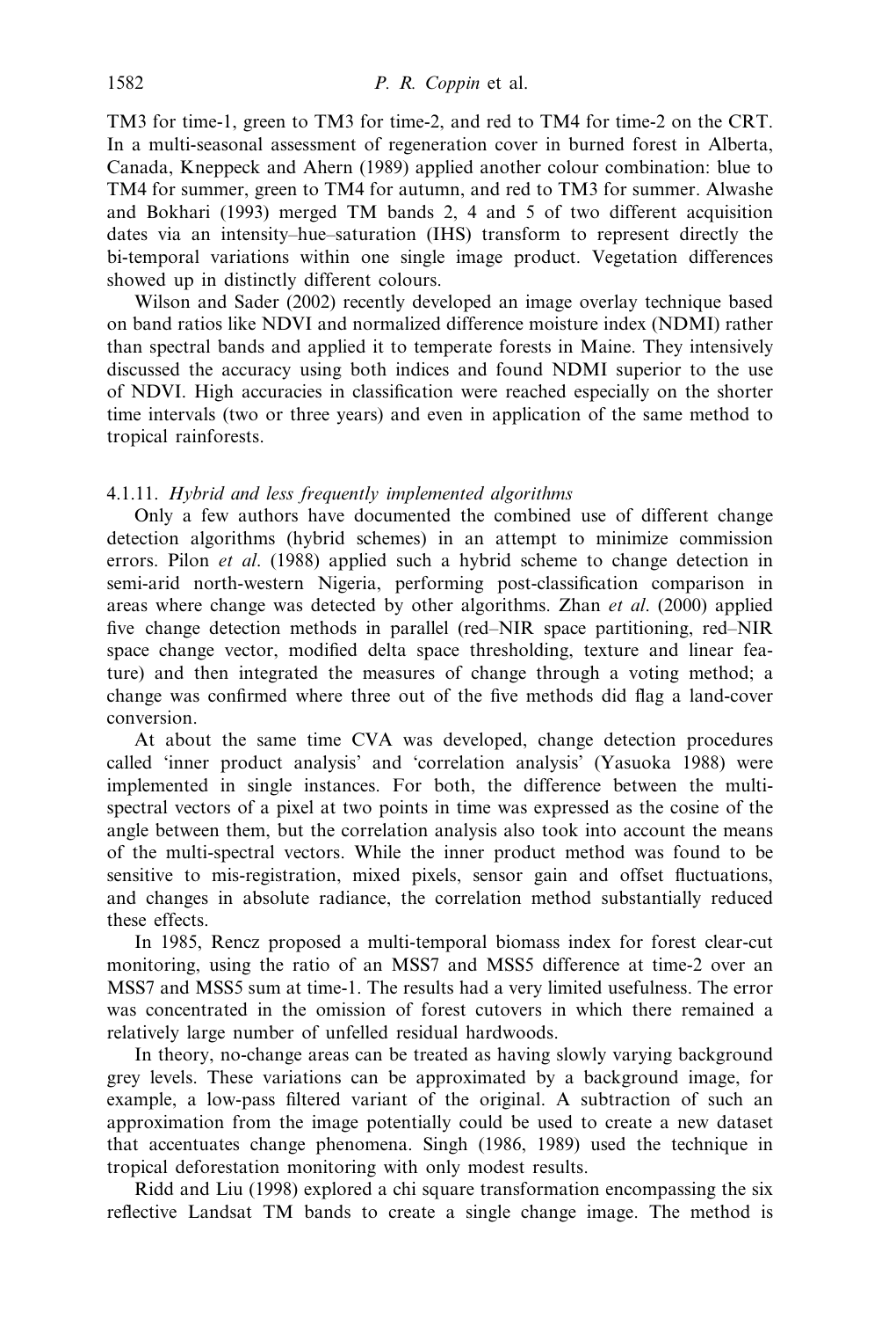TM3 for time-1, green to TM3 for time-2, and red to TM4 for time-2 on the CRT. In a multi-seasonal assessment of regeneration cover in burned forest in Alberta, Canada, Kneppeck and Ahern (1989) applied another colour combination: blue to TM4 for summer, green to TM4 for autumn, and red to TM3 for summer. Alwashe and Bokhari (1993) merged TM bands 2, 4 and 5 of two different acquisition dates via an intensity–hue–saturation (IHS) transform to represent directly the bi-temporal variations within one single image product. Vegetation differences showed up in distinctly different colours.

Wilson and Sader (2002) recently developed an image overlay technique based on band ratios like NDVI and normalized difference moisture index (NDMI) rather than spectral bands and applied it to temperate forests in Maine. They intensively discussed the accuracy using both indices and found NDMI superior to the use of NDVI. High accuracies in classification were reached especially on the shorter time intervals (two or three years) and even in application of the same method to tropical rainforests.

#### 4.1.11. *Hybrid and less frequently implemented algorithms*

Only a few authors have documented the combined use of different change detection algorithms (hybrid schemes) in an attempt to minimize commission errors. Pilon *et al*. (1988) applied such a hybrid scheme to change detection in semi-arid north-western Nigeria, performing post-classification comparison in areas where change was detected by other algorithms. Zhan *et al*. (2000) applied five change detection methods in parallel (red–NIR space partitioning, red–NIR space change vector, modified delta space thresholding, texture and linear feature) and then integrated the measures of change through a voting method; a change was confirmed where three out of the five methods did flag a land-cover conversion.

At about the same time CVA was developed, change detection procedures called 'inner product analysis' and 'correlation analysis' (Yasuoka 1988) were implemented in single instances. For both, the difference between the multi-spectral vectors of a pixel at two points in time was expressed as the cosine of the angle between them, but the correlation analysis also took into account the means of the multi-spectral vectors. While the inner product method was found to be sensitive to mis-registration, mixed pixels, sensor gain and offset fluctuations, and changes in absolute radiance, the correlation method substantially reduced these effects.

In 1985, Rencz proposed a multi-temporal biomass index for forest clear-cut monitoring, using the ratio of an MSS7 and MSS5 difference at time-2 over an MSS7 and MSS5 sum at time-1. The results had a very limited usefulness. The error was concentrated in the omission of forest cutovers in which there remained a relatively large number of unfelled residual hardwoods.

In theory, no-change areas can be treated as having slowly varying background grey levels. These variations can be approximated by a background image, for example, a low-pass filtered variant of the original. A subtraction of such an approximation from the image potentially could be used to create a new dataset that accentuates change phenomena. Singh (1986, 1989) used the technique in tropical deforestation monitoring with only modest results.

Ridd and Liu (1998) explored a chi square transformation encompassing the six reflective Landsat TM bands to create a single change image. The method is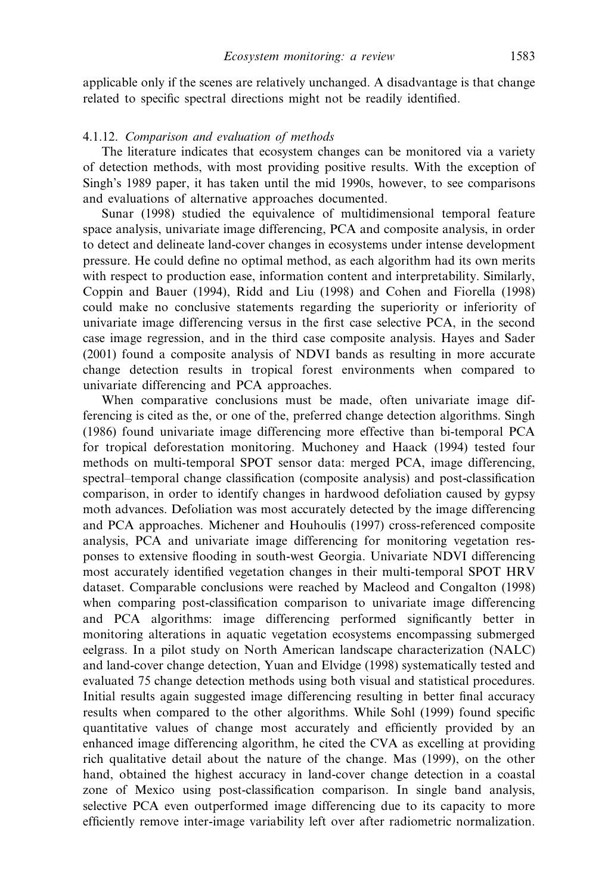applicable only if the scenes are relatively unchanged. A disadvantage is that change related to specific spectral directions might not be readily identified.

#### 4.1.12. *Comparison and evaluation of methods*

The literature indicates that ecosystem changes can be monitored via a variety of detection methods, with most providing positive results. With the exception of Singh's 1989 paper, it has taken until the mid 1990s, however, to see comparisons and evaluations of alternative approaches documented.

Sunar (1998) studied the equivalence of multidimensional temporal feature space analysis, univariate image differencing, PCA and composite analysis, in order to detect and delineate land-cover changes in ecosystems under intense development pressure. He could define no optimal method, as each algorithm had its own merits with respect to production ease, information content and interpretability. Similarly, Coppin and Bauer (1994), Ridd and Liu (1998) and Cohen and Fiorella (1998) could make no conclusive statements regarding the superiority or inferiority of univariate image differencing versus in the first case selective PCA, in the second case image regression, and in the third case composite analysis. Hayes and Sader (2001) found a composite analysis of NDVI bands as resulting in more accurate change detection results in tropical forest environments when compared to univariate differencing and PCA approaches.

When comparative conclusions must be made, often univariate image differencing is cited as the, or one of the, preferred change detection algorithms. Singh (1986) found univariate image differencing more effective than bi-temporal PCA for tropical deforestation monitoring. Muchoney and Haack (1994) tested four methods on multi-temporal SPOT sensor data: merged PCA, image differencing, spectral–temporal change classification (composite analysis) and post-classification comparison, in order to identify changes in hardwood defoliation caused by gypsy moth advances. Defoliation was most accurately detected by the image differencing and PCA approaches. Michener and Houhoulis (1997) cross-referenced composite analysis, PCA and univariate image differencing for monitoring vegetation responses to extensive flooding in south-west Georgia. Univariate NDVI differencing most accurately identified vegetation changes in their multi-temporal SPOT HRV dataset. Comparable conclusions were reached by Macleod and Congalton (1998) when comparing post-classification comparison to univariate image differencing and PCA algorithms: image differencing performed significantly better in monitoring alterations in aquatic vegetation ecosystems encompassing submerged eelgrass. In a pilot study on North American landscape characterization (NALC) and land-cover change detection, Yuan and Elvidge (1998) systematically tested and evaluated 75 change detection methods using both visual and statistical procedures. Initial results again suggested image differencing resulting in better final accuracy results when compared to the other algorithms. While Sohl (1999) found specific quantitative values of change most accurately and efficiently provided by an enhanced image differencing algorithm, he cited the CVA as excelling at providing rich qualitative detail about the nature of the change. Mas (1999), on the other hand, obtained the highest accuracy in land-cover change detection in a coastal zone of Mexico using post-classification comparison. In single band analysis, selective PCA even outperformed image differencing due to its capacity to more efficiently remove inter-image variability left over after radiometric normalization.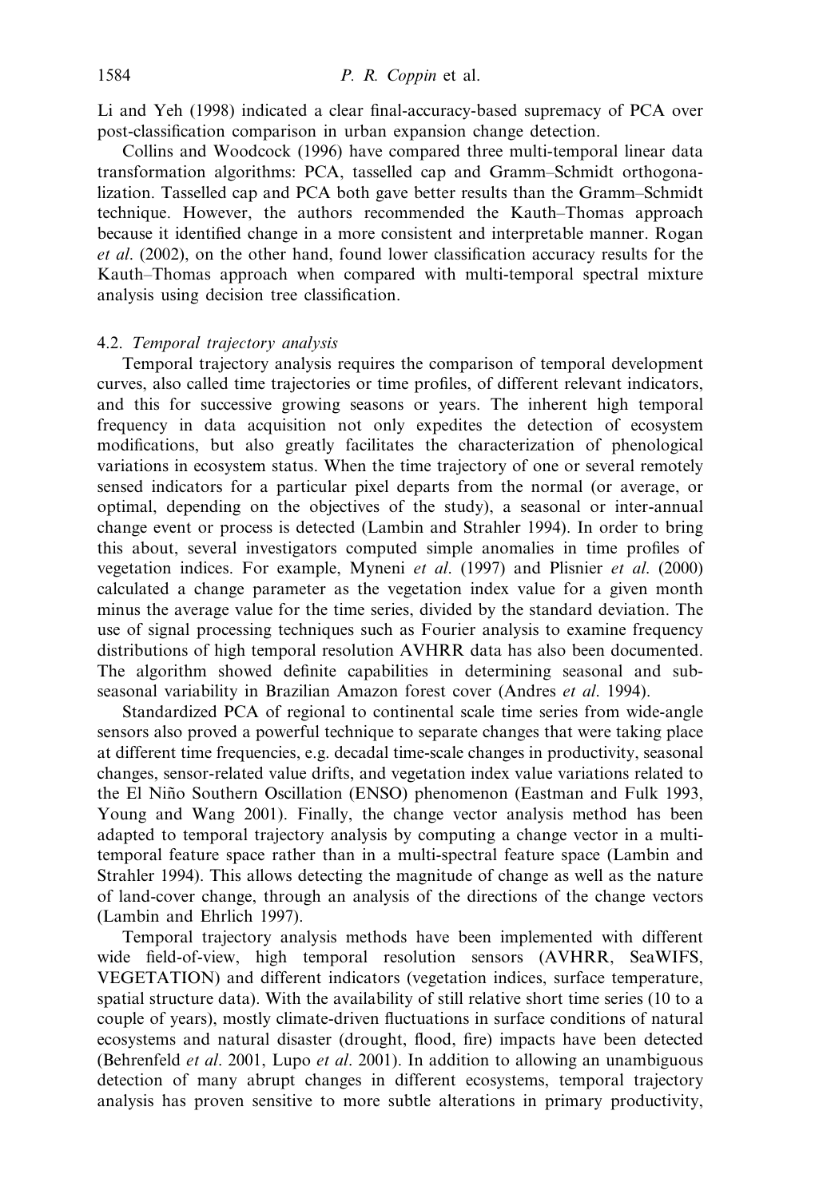Li and Yeh (1998) indicated a clear final-accuracy-based supremacy of PCA over post-classification comparison in urban expansion change detection.

Collins and Woodcock (1996) have compared three multi-temporal linear data transformation algorithms: PCA, tasselled cap and Gramm–Schmidt orthogonalization. Tasselled cap and PCA both gave better results than the Gramm–Schmidt technique. However, the authors recommended the Kauth–Thomas approach because it identified change in a more consistent and interpretable manner. Rogan *et al*. (2002), on the other hand, found lower classification accuracy results for the Kauth–Thomas approach when compared with multi-temporal spectral mixture analysis using decision tree classification.

### 4.2. *Temporal trajectory analysis*

Temporal trajectory analysis requires the comparison of temporal development curves, also called time trajectories or time profiles, of different relevant indicators, and this for successive growing seasons or years. The inherent high temporal frequency in data acquisition not only expedites the detection of ecosystem modifications, but also greatly facilitates the characterization of phenological variations in ecosystem status. When the time trajectory of one or several remotely sensed indicators for a particular pixel departs from the normal (or average, or optimal, depending on the objectives of the study), a seasonal or inter-annual change event or process is detected (Lambin and Strahler 1994). In order to bring this about, several investigators computed simple anomalies in time profiles of vegetation indices. For example, Myneni *et al*. (1997) and Plisnier *et al*. (2000) calculated a change parameter as the vegetation index value for a given month minus the average value for the time series, divided by the standard deviation. The use of signal processing techniques such as Fourier analysis to examine frequency distributions of high temporal resolution AVHRR data has also been documented. The algorithm showed definite capabilities in determining seasonal and sub-seasonal variability in Brazilian Amazon forest cover (Andres *et al*. 1994).

Standardized PCA of regional to continental scale time series from wide-angle sensors also proved a powerful technique to separate changes that were taking place at different time frequencies, e.g. decadal time-scale changes in productivity, seasonal changes, sensor-related value drifts, and vegetation index value variations related to the El Niño Southern Oscillation (ENSO) phenomenon (Eastman and Fulk 1993, Young and Wang 2001). Finally, the change vector analysis method has been adapted to temporal trajectory analysis by computing a change vector in a multi-temporal feature space rather than in a multi-spectral feature space (Lambin and Strahler 1994). This allows detecting the magnitude of change as well as the nature of land-cover change, through an analysis of the directions of the change vectors (Lambin and Ehrlich 1997).

Temporal trajectory analysis methods have been implemented with different wide field-of-view, high temporal resolution sensors (AVHRR, SeaWIFS, VEGETATION) and different indicators (vegetation indices, surface temperature, spatial structure data). With the availability of still relative short time series (10 to a couple of years), mostly climate-driven fluctuations in surface conditions of natural ecosystems and natural disaster (drought, flood, fire) impacts have been detected (Behrenfeld *et al*. 2001, Lupo *et al*. 2001). In addition to allowing an unambiguous detection of many abrupt changes in different ecosystems, temporal trajectory analysis has proven sensitive to more subtle alterations in primary productivity,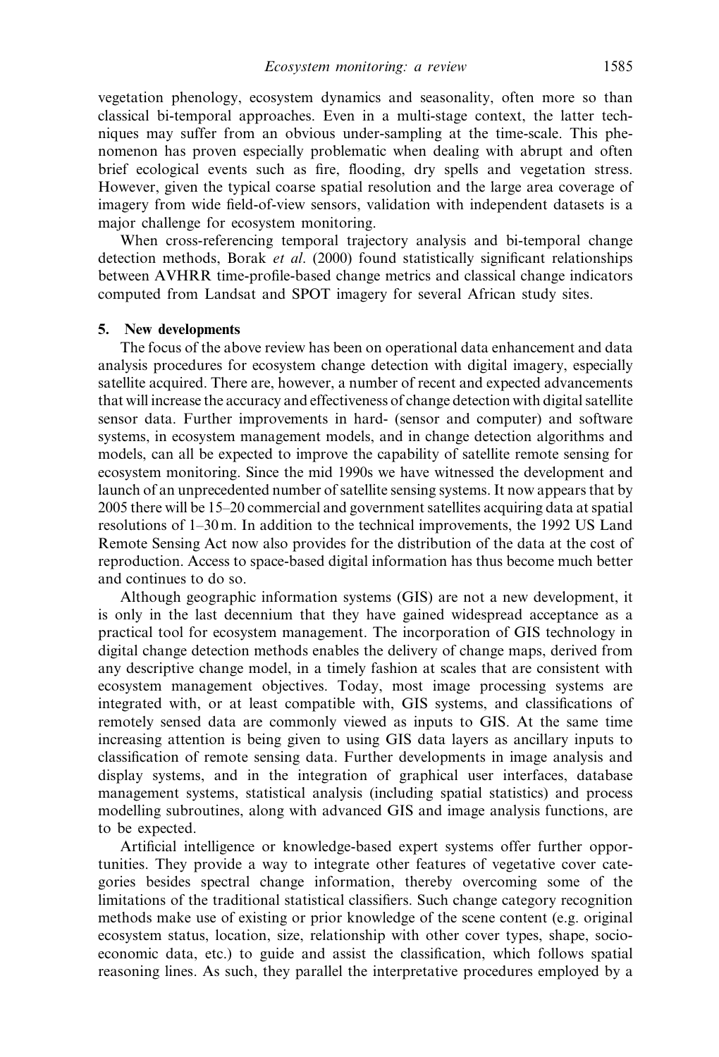vegetation phenology, ecosystem dynamics and seasonality, often more so than classical bi-temporal approaches. Even in a multi-stage context, the latter techniques may suffer from an obvious under-sampling at the time-scale. This phenomenon has proven especially problematic when dealing with abrupt and often brief ecological events such as fire, flooding, dry spells and vegetation stress. However, given the typical coarse spatial resolution and the large area coverage of imagery from wide field-of-view sensors, validation with independent datasets is a major challenge for ecosystem monitoring.

When cross-referencing temporal trajectory analysis and bi-temporal change detection methods, Borak *et al.* (2000) found statistically significant relationships between AVHRR time-profile-based change metrics and classical change indicators computed from Landsat and SPOT imagery for several African study sites.

## 5. New developments

The focus of the above review has been on operational data enhancement and data analysis procedures for ecosystem change detection with digital imagery, especially satellite acquired. There are, however, a number of recent and expected advancements that will increase the accuracy and effectiveness of change detection with digital satellite sensor data. Further improvements in hard- (sensor and computer) and software systems, in ecosystem management models, and in change detection algorithms and models, can all be expected to improve the capability of satellite remote sensing for ecosystem monitoring. Since the mid 1990s we have witnessed the development and launch of an unprecedented number of satellite sensing systems. It now appears that by 2005 there will be 15–20 commercial and government satellites acquiring data at spatial resolutions of 1–30 m. In addition to the technical improvements, the 1992 US Land Remote Sensing Act now also provides for the distribution of the data at the cost of reproduction. Access to space-based digital information has thus become much better and continues to do so.

Although geographic information systems (GIS) are not a new development, it is only in the last decennium that they have gained widespread acceptance as a practical tool for ecosystem management. The incorporation of GIS technology in digital change detection methods enables the delivery of change maps, derived from any descriptive change model, in a timely fashion at scales that are consistent with ecosystem management objectives. Today, most image processing systems are integrated with, or at least compatible with, GIS systems, and classifications of remotely sensed data are commonly viewed as inputs to GIS. At the same time increasing attention is being given to using GIS data layers as ancillary inputs to classification of remote sensing data. Further developments in image analysis and display systems, and in the integration of graphical user interfaces, database management systems, statistical analysis (including spatial statistics) and process modelling subroutines, along with advanced GIS and image analysis functions, are to be expected.

Artificial intelligence or knowledge-based expert systems offer further opportunities. They provide a way to integrate other features of vegetative cover categories besides spectral change information, thereby overcoming some of the limitations of the traditional statistical classifiers. Such change category recognition methods make use of existing or prior knowledge of the scene content (e.g. original ecosystem status, location, size, relationship with other cover types, shape, socio-economic data, etc.) to guide and assist the classification, which follows spatial reasoning lines. As such, they parallel the interpretative procedures employed by a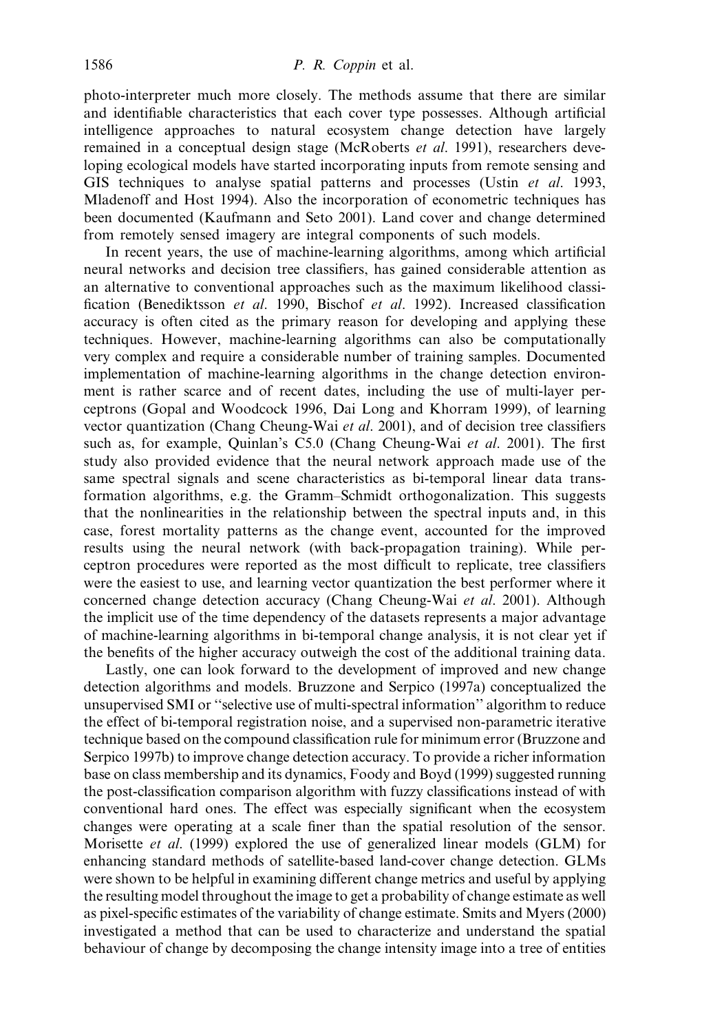photo-interpreter much more closely. The methods assume that there are similar and identifiable characteristics that each cover type possesses. Although artificial intelligence approaches to natural ecosystem change detection have largely remained in a conceptual design stage (McRoberts *et al.* 1991), researchers developing ecological models have started incorporating inputs from remote sensing and GIS techniques to analyse spatial patterns and processes (Ustin *et al.* 1993, Mladenoff and Host 1994). Also the incorporation of econometric techniques has been documented (Kaufmann and Seto 2001). Land cover and change determined from remotely sensed imagery are integral components of such models.

In recent years, the use of machine-learning algorithms, among which artificial neural networks and decision tree classifiers, has gained considerable attention as an alternative to conventional approaches such as the maximum likelihood classification (Benediktsson *et al.* 1990, Bischof *et al.* 1992). Increased classification accuracy is often cited as the primary reason for developing and applying these techniques. However, machine-learning algorithms can also be computationally very complex and require a considerable number of training samples. Documented implementation of machine-learning algorithms in the change detection environment is rather scarce and of recent dates, including the use of multi-layer perceptrons (Gopal and Woodcock 1996, Dai Long and Khorram 1999), of learning vector quantization (Chang Cheung-Wai *et al.* 2001), and of decision tree classifiers such as, for example, Quinlan's C5.0 (Chang Cheung-Wai *et al.* 2001). The first study also provided evidence that the neural network approach made use of the same spectral signals and scene characteristics as bi-temporal linear data transformation algorithms, e.g. the Gramm–Schmidt orthogonalization. This suggests that the nonlinearities in the relationship between the spectral inputs and, in this case, forest mortality patterns as the change event, accounted for the improved results using the neural network (with back-propagation training). While perceptron procedures were reported as the most difficult to replicate, tree classifiers were the easiest to use, and learning vector quantization the best performer where it concerned change detection accuracy (Chang Cheung-Wai *et al.* 2001). Although the implicit use of the time dependency of the datasets represents a major advantage of machine-learning algorithms in bi-temporal change analysis, it is not clear yet if the benefits of the higher accuracy outweigh the cost of the additional training data.

Lastly, one can look forward to the development of improved and new change detection algorithms and models. Bruzzone and Serpico (1997a) conceptualized the unsupervised SMI or ''selective use of multi-spectral information'' algorithm to reduce the effect of bi-temporal registration noise, and a supervised non-parametric iterative technique based on the compound classification rule for minimum error (Bruzzone and Serpico 1997b) to improve change detection accuracy. To provide a richer information base on class membership and its dynamics, Foody and Boyd (1999) suggested running the post-classification comparison algorithm with fuzzy classifications instead of with conventional hard ones. The effect was especially significant when the ecosystem changes were operating at a scale finer than the spatial resolution of the sensor. Morisette *et al.* (1999) explored the use of generalized linear models (GLM) for enhancing standard methods of satellite-based land-cover change detection. GLMs were shown to be helpful in examining different change metrics and useful by applying the resulting model throughout the image to get a probability of change estimate as well as pixel-specific estimates of the variability of change estimate. Smits and Myers (2000) investigated a method that can be used to characterize and understand the spatial behaviour of change by decomposing the change intensity image into a tree of entities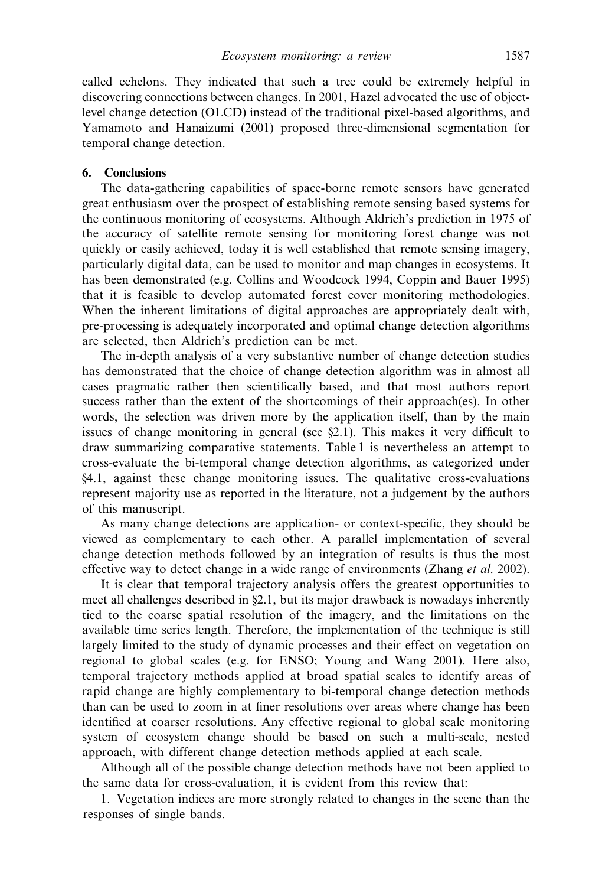called echelons. They indicated that such a tree could be extremely helpful in discovering connections between changes. In 2001, Hazel advocated the use of object-level change detection (OLCD) instead of the traditional pixel-based algorithms, and Yamamoto and Hanaizumi (2001) proposed three-dimensional segmentation for temporal change detection.

## 6. Conclusions

The data-gathering capabilities of space-borne remote sensors have generated great enthusiasm over the prospect of establishing remote sensing based systems for the continuous monitoring of ecosystems. Although Aldrich's prediction in 1975 of the accuracy of satellite remote sensing for monitoring forest change was not quickly or easily achieved, today it is well established that remote sensing imagery, particularly digital data, can be used to monitor and map changes in ecosystems. It has been demonstrated (e.g. Collins and Woodcock 1994, Coppin and Bauer 1995) that it is feasible to develop automated forest cover monitoring methodologies. When the inherent limitations of digital approaches are appropriately dealt with, pre-processing is adequately incorporated and optimal change detection algorithms are selected, then Aldrich's prediction can be met.

The in-depth analysis of a very substantive number of change detection studies has demonstrated that the choice of change detection algorithm was in almost all cases pragmatic rather then scientifically based, and that most authors report success rather than the extent of the shortcomings of their approach(es). In other words, the selection was driven more by the application itself, than by the main issues of change monitoring in general (see §2.1). This makes it very difficult to draw summarizing comparative statements. Table 1 is nevertheless an attempt to cross-evaluate the bi-temporal change detection algorithms, as categorized under §4.1, against these change monitoring issues. The qualitative cross-evaluations represent majority use as reported in the literature, not a judgement by the authors of this manuscript.

As many change detections are application- or context-specific, they should be viewed as complementary to each other. A parallel implementation of several change detection methods followed by an integration of results is thus the most effective way to detect change in a wide range of environments (Zhang *et al*. 2002).

It is clear that temporal trajectory analysis offers the greatest opportunities to meet all challenges described in §2.1, but its major drawback is nowadays inherently tied to the coarse spatial resolution of the imagery, and the limitations on the available time series length. Therefore, the implementation of the technique is still largely limited to the study of dynamic processes and their effect on vegetation on regional to global scales (e.g. for ENSO; Young and Wang 2001). Here also, temporal trajectory methods applied at broad spatial scales to identify areas of rapid change are highly complementary to bi-temporal change detection methods than can be used to zoom in at finer resolutions over areas where change has been identified at coarser resolutions. Any effective regional to global scale monitoring system of ecosystem change should be based on such a multi-scale, nested approach, with different change detection methods applied at each scale.

Although all of the possible change detection methods have not been applied to the same data for cross-evaluation, it is evident from this review that:

1. Vegetation indices are more strongly related to changes in the scene than the responses of single bands.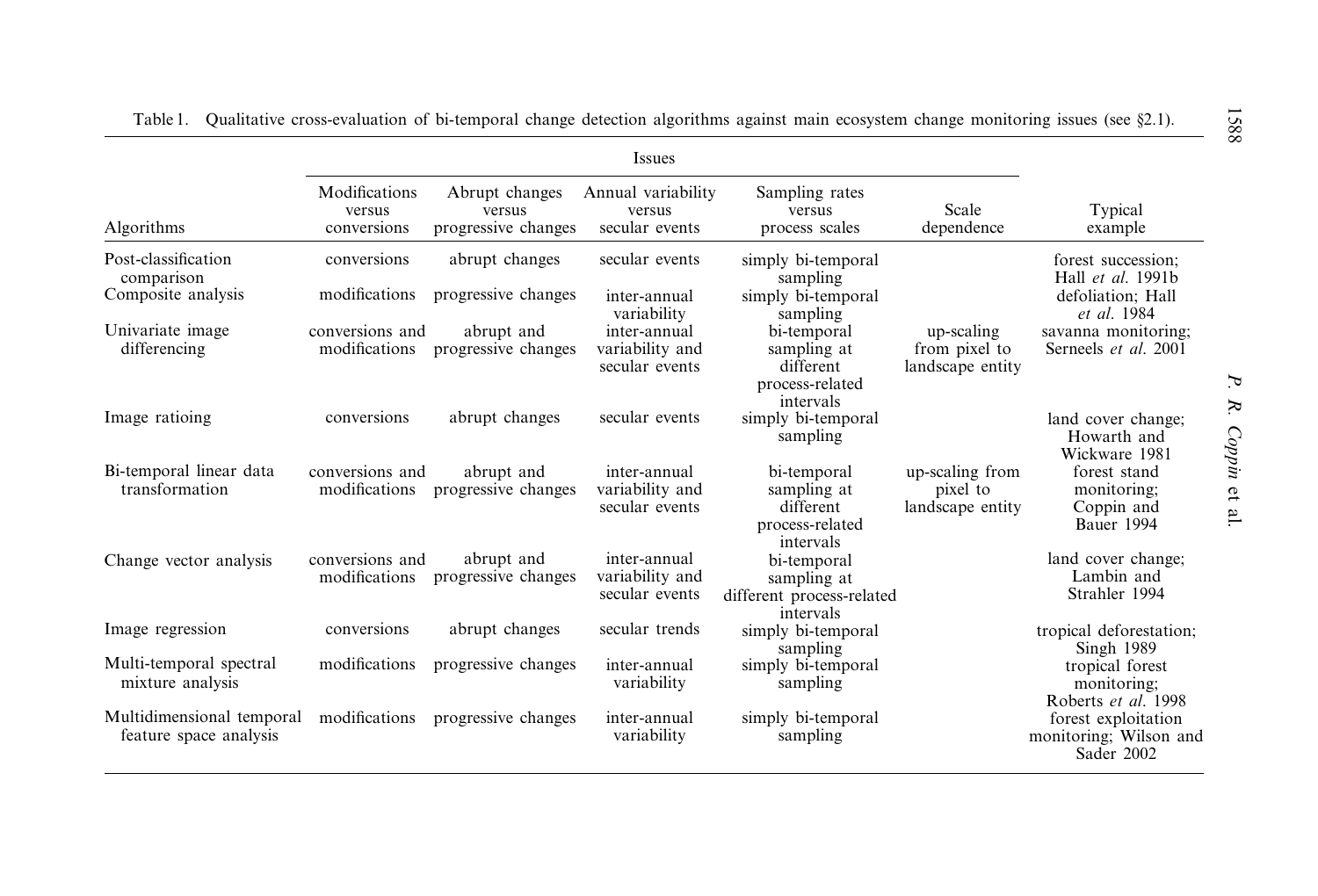Table 1. Qualitative cross-evaluation of bi-temporal change detection algorithms against main ecosystem change monitoring issues (see §2.1).

| Algorithms | Issues | | | | | Typical example |
|---|---|---|---|---|---|---|
| | Modifications versus conversions | Abrupt changes versus progressive changes | Annual variability versus secular events | Sampling rates versus process scales | Scale dependence | |
| Post-classification comparison | conversions | abrupt changes | secular events | simply bi-temporal sampling | | forest succession; Hall *et al.* 1991b |
| Composite analysis | modifications | progressive changes | inter-annual variability | simply bi-temporal sampling | | defoliation; Hall *et al.* 1984 |
| Univariate image differencing | conversions and modifications | abrupt and progressive changes | inter-annual variability and secular events | bi-temporal sampling at different process-related intervals | up-scaling from pixel to landscape entity | savanna monitoring; Serneels *et al.* 2001 |
| Image ratioing | conversions | abrupt changes | secular events | simply bi-temporal sampling | | land cover change; Howarth and Wickware 1981 |
| Bi-temporal linear data transformation | conversions and modifications | abrupt and progressive changes | inter-annual variability and secular events | bi-temporal sampling at different process-related intervals | up-scaling from pixel to landscape entity | forest stand monitoring; Coppin and Bauer 1994 |
| Change vector analysis | conversions and modifications | abrupt and progressive changes | inter-annual variability and secular events | bi-temporal sampling at different process-related intervals | | land cover change; Lambin and Strahler 1994 |
| Image regression | conversions | abrupt changes | secular trends | simply bi-temporal sampling | | tropical deforestation; Singh 1989 |
| Multi-temporal spectral mixture analysis | modifications | progressive changes | inter-annual variability | simply bi-temporal sampling | | tropical forest monitoring; Roberts *et al.* 1998 |
| Multidimensional temporal feature space analysis | modifications | progressive changes | inter-annual variability | simply bi-temporal sampling | | forest exploitation monitoring; Wilson and Sader 2002 |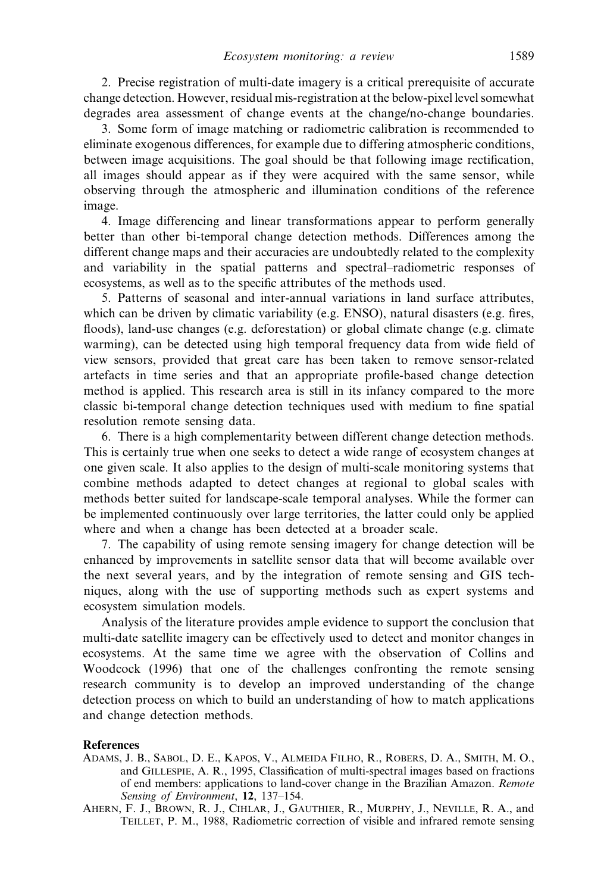2. Precise registration of multi-date imagery is a critical prerequisite of accurate change detection. However, residual mis-registration at the below-pixel level somewhat degrades area assessment of change events at the change/no-change boundaries.

3. Some form of image matching or radiometric calibration is recommended to eliminate exogenous differences, for example due to differing atmospheric conditions, between image acquisitions. The goal should be that following image rectification, all images should appear as if they were acquired with the same sensor, while observing through the atmospheric and illumination conditions of the reference image.

4. Image differencing and linear transformations appear to perform generally better than other bi-temporal change detection methods. Differences among the different change maps and their accuracies are undoubtedly related to the complexity and variability in the spatial patterns and spectral–radiometric responses of ecosystems, as well as to the specific attributes of the methods used.

5. Patterns of seasonal and inter-annual variations in land surface attributes, which can be driven by climatic variability (e.g. ENSO), natural disasters (e.g. fires, floods), land-use changes (e.g. deforestation) or global climate change (e.g. climate warming), can be detected using high temporal frequency data from wide field of view sensors, provided that great care has been taken to remove sensor-related artefacts in time series and that an appropriate profile-based change detection method is applied. This research area is still in its infancy compared to the more classic bi-temporal change detection techniques used with medium to fine spatial resolution remote sensing data.

6. There is a high complementarity between different change detection methods. This is certainly true when one seeks to detect a wide range of ecosystem changes at one given scale. It also applies to the design of multi-scale monitoring systems that combine methods adapted to detect changes at regional to global scales with methods better suited for landscape-scale temporal analyses. While the former can be implemented continuously over large territories, the latter could only be applied where and when a change has been detected at a broader scale.

7. The capability of using remote sensing imagery for change detection will be enhanced by improvements in satellite sensor data that will become available over the next several years, and by the integration of remote sensing and GIS techniques, along with the use of supporting methods such as expert systems and ecosystem simulation models.

Analysis of the literature provides ample evidence to support the conclusion that multi-date satellite imagery can be effectively used to detect and monitor changes in ecosystems. At the same time we agree with the observation of Collins and Woodcock (1996) that one of the challenges confronting the remote sensing research community is to develop an improved understanding of the change detection process on which to build an understanding of how to match applications and change detection methods.

## References

Adams, J. B., Sabol, D. E., Kapos, V., Almeida Filho, R., Robers, D. A., Smith, M. O., and Gillespie, A. R., 1995, Classification of multi-spectral images based on fractions of end members: applications to land-cover change in the Brazilian Amazon. *Remote Sensing of Environment*, **12**, 137–154.

Ahern, F. J., Brown, R. J., Cihlar, J., Gauthier, R., Murphy, J., Neville, R. A., and Teillet, P. M., 1988, Radiometric correction of visible and infrared remote sensing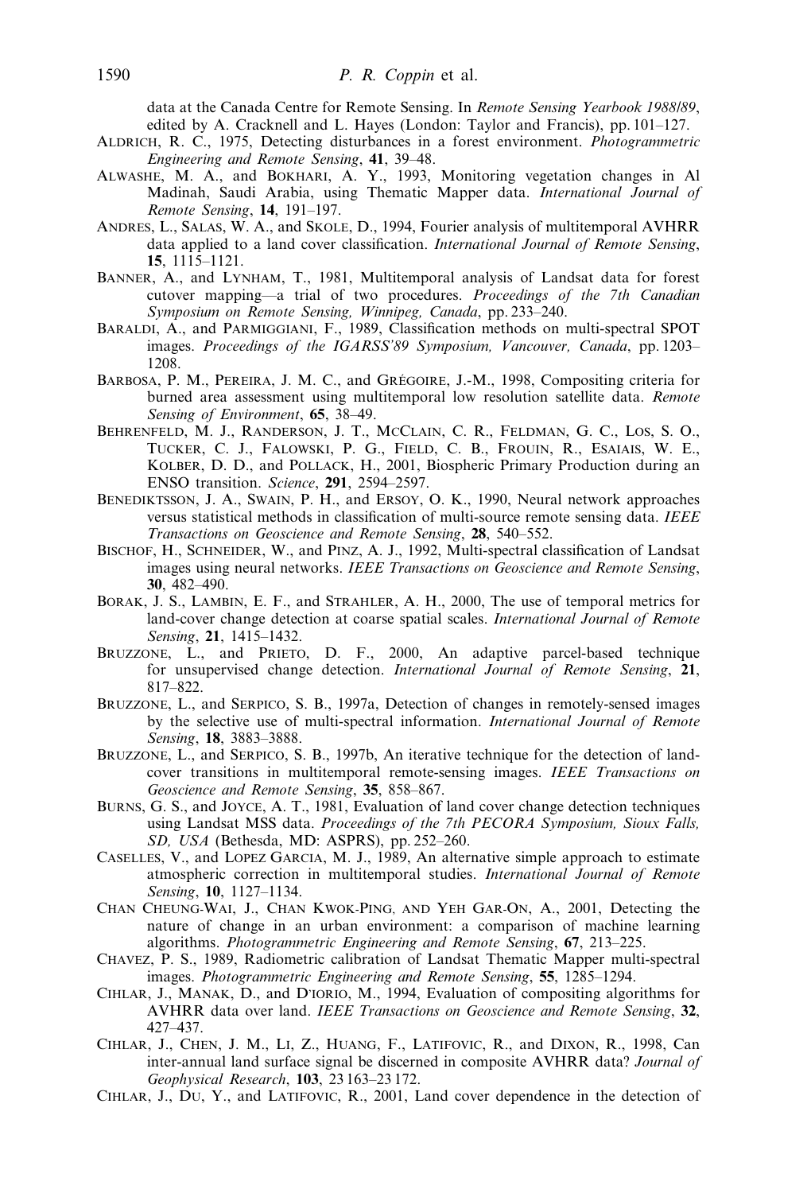data at the Canada Centre for Remote Sensing. In *Remote Sensing Yearbook 1988/89*, edited by A. Cracknell and L. Hayes (London: Taylor and Francis), pp. 101–127.

Aldrich, R. C., 1975, Detecting disturbances in a forest environment. *Photogrammetric Engineering and Remote Sensing*, **41**, 39–48.

Alwashe, M. A., and Bokhari, A. Y., 1993, Monitoring vegetation changes in Al Madinah, Saudi Arabia, using Thematic Mapper data. *International Journal of Remote Sensing*, **14**, 191–197.

Andres, L., Salas, W. A., and Skole, D., 1994, Fourier analysis of multitemporal AVHRR data applied to a land cover classification. *International Journal of Remote Sensing*, **15**, 1115–1121.

Banner, A., and Lynham, T., 1981, Multitemporal analysis of Landsat data for forest cutover mapping—a trial of two procedures. *Proceedings of the 7th Canadian Symposium on Remote Sensing, Winnipeg, Canada*, pp. 233–240.

Baraldi, A., and Parmiggiani, F., 1989, Classification methods on multi-spectral SPOT images. *Proceedings of the IGARSS'89 Symposium, Vancouver, Canada*, pp. 1203–1208.

Barbosa, P. M., Pereira, J. M. C., and Grégoire, J.-M., 1998, Compositing criteria for burned area assessment using multitemporal low resolution satellite data. *Remote Sensing of Environment*, **65**, 38–49.

Behrenfeld, M. J., Randerson, J. T., McClain, C. R., Feldman, G. C., Los, S. O., Tucker, C. J., Falowski, P. G., Field, C. B., Frouin, R., Esaiais, W. E., Kolber, D. D., and Pollack, H., 2001, Biospheric Primary Production during an ENSO transition. *Science*, **291**, 2594–2597.

Benediktsson, J. A., Swain, P. H., and Ersoy, O. K., 1990, Neural network approaches versus statistical methods in classification of multi-source remote sensing data. *IEEE Transactions on Geoscience and Remote Sensing*, **28**, 540–552.

Bischof, H., Schneider, W., and Pinz, A. J., 1992, Multi-spectral classification of Landsat images using neural networks. *IEEE Transactions on Geoscience and Remote Sensing*, **30**, 482–490.

Borak, J. S., Lambin, E. F., and Strahler, A. H., 2000, The use of temporal metrics for land-cover change detection at coarse spatial scales. *International Journal of Remote Sensing*, **21**, 1415–1432.

Bruzzone, L., and Prieto, D. F., 2000, An adaptive parcel-based technique for unsupervised change detection. *International Journal of Remote Sensing*, **21**, 817–822.

Bruzzone, L., and Serpico, S. B., 1997a, Detection of changes in remotely-sensed images by the selective use of multi-spectral information. *International Journal of Remote Sensing*, **18**, 3883–3888.

Bruzzone, L., and Serpico, S. B., 1997b, An iterative technique for the detection of land-cover transitions in multitemporal remote-sensing images. *IEEE Transactions on Geoscience and Remote Sensing*, **35**, 858–867.

Burns, G. S., and Joyce, A. T., 1981, Evaluation of land cover change detection techniques using Landsat MSS data. *Proceedings of the 7th PECORA Symposium, Sioux Falls, SD, USA* (Bethesda, MD: ASPRS), pp. 252–260.

Caselles, V., and Lopez Garcia, M. J., 1989, An alternative simple approach to estimate atmospheric correction in multitemporal studies. *International Journal of Remote Sensing*, **10**, 1127–1134.

Chan Cheung-Wai, J., Chan Kwok-Ping, and Yeh Gar-On, A., 2001, Detecting the nature of change in an urban environment: a comparison of machine learning algorithms. *Photogrammetric Engineering and Remote Sensing*, **67**, 213–225.

Chavez, P. S., 1989, Radiometric calibration of Landsat Thematic Mapper multi-spectral images. *Photogrammetric Engineering and Remote Sensing*, **55**, 1285–1294.

Cihlar, J., Manak, D., and D'iorio, M., 1994, Evaluation of compositing algorithms for AVHRR data over land. *IEEE Transactions on Geoscience and Remote Sensing*, **32**, 427–437.

Cihlar, J., Chen, J. M., Li, Z., Huang, F., Latifovic, R., and Dixon, R., 1998, Can inter-annual land surface signal be discerned in composite AVHRR data? *Journal of Geophysical Research*, **103**, 23 163–23 172.

Cihlar, J., Du, Y., and Latifovic, R., 2001, Land cover dependence in the detection of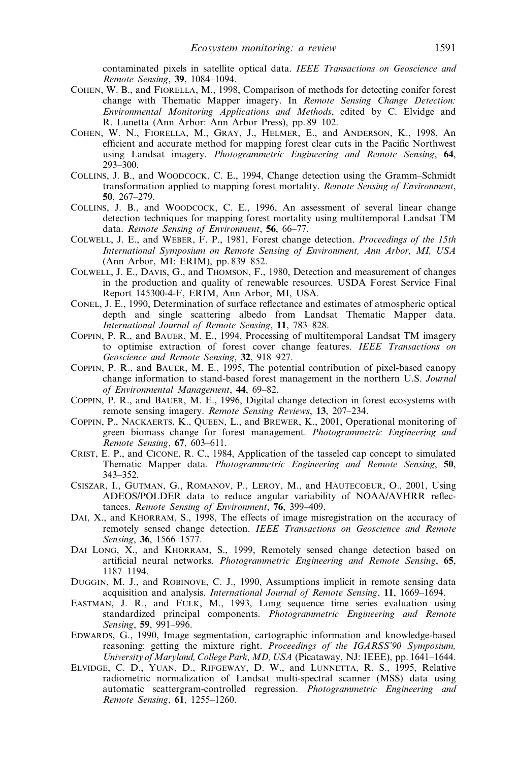contaminated pixels in satellite optical data. *IEEE Transactions on Geoscience and Remote Sensing*, **39**, 1084–1094.

Cohen, W. B., and Fiorella, M., 1998, Comparison of methods for detecting conifer forest change with Thematic Mapper imagery. In *Remote Sensing Change Detection: Environmental Monitoring Applications and Methods*, edited by C. Elvidge and R. Lunetta (Ann Arbor: Ann Arbor Press), pp. 89–102.

Cohen, W. N., Fiorella, M., Gray, J., Helmer, E., and Anderson, K., 1998, An efficient and accurate method for mapping forest clear cuts in the Pacific Northwest using Landsat imagery. *Photogrammetric Engineering and Remote Sensing*, **64**, 293–300.

Collins, J. B., and Woodcock, C. E., 1994, Change detection using the Gramm–Schmidt transformation applied to mapping forest mortality. *Remote Sensing of Environment*, **50**, 267–279.

Collins, J. B., and Woodcock, C. E., 1996, An assessment of several linear change detection techniques for mapping forest mortality using multitemporal Landsat TM data. *Remote Sensing of Environment*, **56**, 66–77.

Colwell, J. E., and Weber, F. P., 1981, Forest change detection. *Proceedings of the 15th International Symposium on Remote Sensing of Environment, Ann Arbor, MI, USA* (Ann Arbor, MI: ERIM), pp. 839–852.

Colwell, J. E., Davis, G., and Thomson, F., 1980, Detection and measurement of changes in the production and quality of renewable resources. USDA Forest Service Final Report 145300-4-F, ERIM, Ann Arbor, MI, USA.

Conel, J. E., 1990, Determination of surface reflectance and estimates of atmospheric optical depth and single scattering albedo from Landsat Thematic Mapper data. *International Journal of Remote Sensing*, **11**, 783–828.

Coppin, P. R., and Bauer, M. E., 1994, Processing of multitemporal Landsat TM imagery to optimise extraction of forest cover change features. *IEEE Transactions on Geoscience and Remote Sensing*, **32**, 918–927.

Coppin, P. R., and Bauer, M. E., 1995, The potential contribution of pixel-based canopy change information to stand-based forest management in the northern U.S. *Journal of Environmental Management*, **44**, 69–82.

Coppin, P. R., and Bauer, M. E., 1996, Digital change detection in forest ecosystems with remote sensing imagery. *Remote Sensing Reviews*, **13**, 207–234.

Coppin, P., Nackaerts, K., Queen, L., and Brewer, K., 2001, Operational monitoring of green biomass change for forest management. *Photogrammetric Engineering and Remote Sensing*, **67**, 603–611.

Crist, E. P., and Cicone, R. C., 1984, Application of the tasseled cap concept to simulated Thematic Mapper data. *Photogrammetric Engineering and Remote Sensing*, **50**, 343–352.

Csiszar, I., Gutman, G., Romanov, P., Leroy, M., and Hautecoeur, O., 2001, Using ADEOS/POLDER data to reduce angular variability of NOAA/AVHRR reflectances. *Remote Sensing of Environment*, **76**, 399–409.

Dai, X., and Khorram, S., 1998, The effects of image misregistration on the accuracy of remotely sensed change detection. *IEEE Transactions on Geoscience and Remote Sensing*, **36**, 1566–1577.

Dai Long, X., and Khorram, S., 1999, Remotely sensed change detection based on artificial neural networks. *Photogrammetric Engineering and Remote Sensing*, **65**, 1187–1194.

Duggin, M. J., and Robinove, C. J., 1990, Assumptions implicit in remote sensing data acquisition and analysis. *International Journal of Remote Sensing*, **11**, 1669–1694.

Eastman, J. R., and Fulk, M., 1993, Long sequence time series evaluation using standardized principal components. *Photogrammetric Engineering and Remote Sensing*, **59**, 991–996.

Edwards, G., 1990, Image segmentation, cartographic information and knowledge-based reasoning: getting the mixture right. *Proceedings of the IGARSS'90 Symposium, University of Maryland, College Park, MD, USA* (Picataway, NJ: IEEE), pp. 1641–1644.

Elvidge, C. D., Yuan, D., Rifgeway, D. W., and Lunnetta, R. S., 1995, Relative radiometric normalization of Landsat multi-spectral scanner (MSS) data using automatic scattergram-controlled regression. *Photogrammetric Engineering and Remote Sensing*, **61**, 1255–1260.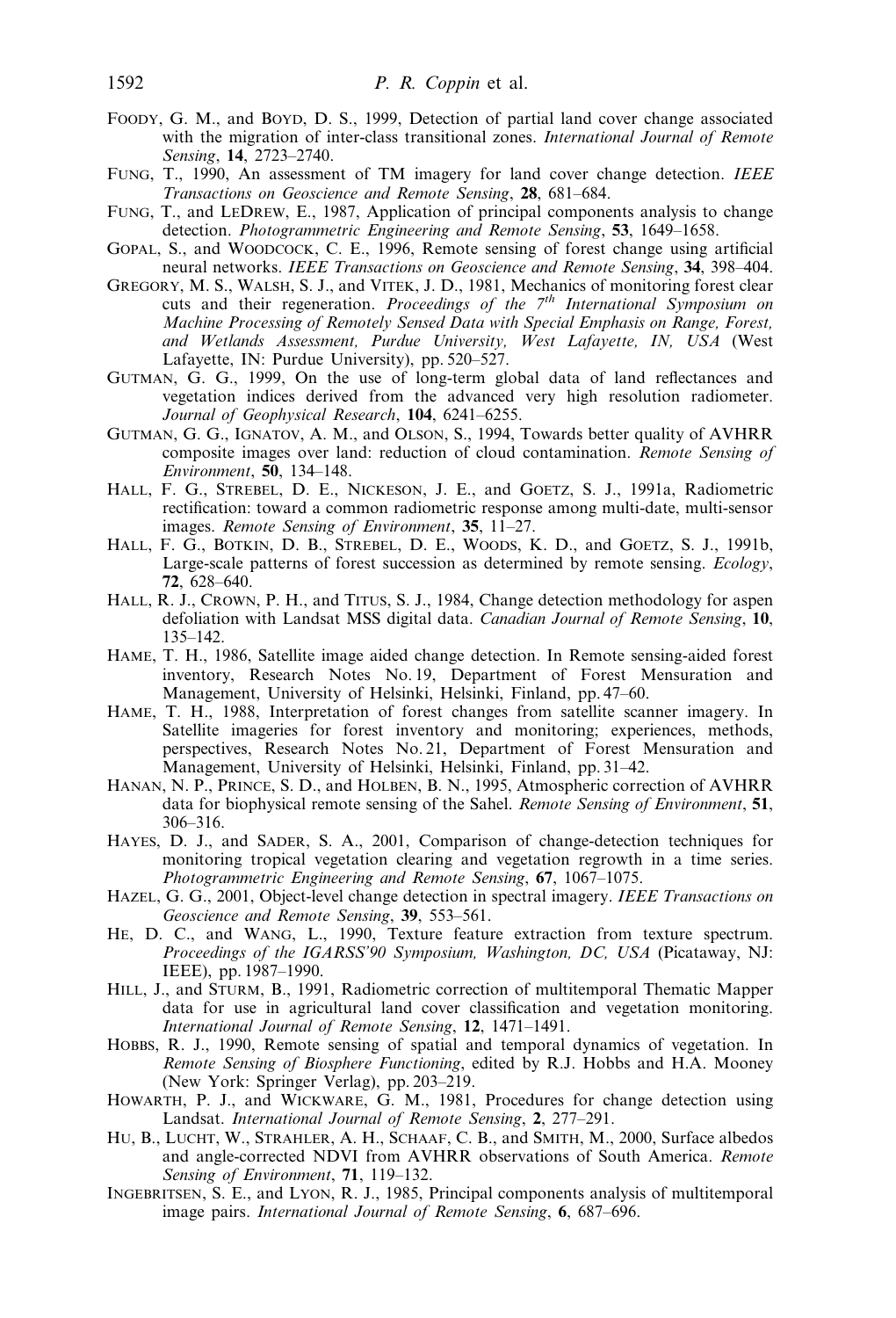Foody, G. M., and Boyd, D. S., 1999, Detection of partial land cover change associated with the migration of inter-class transitional zones. *International Journal of Remote Sensing*, **14**, 2723–2740.

Fung, T., 1990, An assessment of TM imagery for land cover change detection. *IEEE Transactions on Geoscience and Remote Sensing*, **28**, 681–684.

Fung, T., and LeDrew, E., 1987, Application of principal components analysis to change detection. *Photogrammetric Engineering and Remote Sensing*, **53**, 1649–1658.

Gopal, S., and Woodcock, C. E., 1996, Remote sensing of forest change using artificial neural networks. *IEEE Transactions on Geoscience and Remote Sensing*, **34**, 398–404.

Gregory, M. S., Walsh, S. J., and Vitek, J. D., 1981, Mechanics of monitoring forest clear cuts and their regeneration. *Proceedings of the 7th International Symposium on Machine Processing of Remotely Sensed Data with Special Emphasis on Range, Forest, and Wetlands Assessment, Purdue University, West Lafayette, IN, USA* (West Lafayette, IN: Purdue University), pp. 520–527.

Gutman, G. G., 1999, On the use of long-term global data of land reflectances and vegetation indices derived from the advanced very high resolution radiometer. *Journal of Geophysical Research*, **104**, 6241–6255.

Gutman, G. G., Ignatov, A. M., and Olson, S., 1994, Towards better quality of AVHRR composite images over land: reduction of cloud contamination. *Remote Sensing of Environment*, **50**, 134–148.

Hall, F. G., Strebel, D. E., Nickeson, J. E., and Goetz, S. J., 1991a, Radiometric rectification: toward a common radiometric response among multi-date, multi-sensor images. *Remote Sensing of Environment*, **35**, 11–27.

Hall, F. G., Botkin, D. B., Strebel, D. E., Woods, K. D., and Goetz, S. J., 1991b, Large-scale patterns of forest succession as determined by remote sensing. *Ecology*, **72**, 628–640.

Hall, R. J., Crown, P. H., and Titus, S. J., 1984, Change detection methodology for aspen defoliation with Landsat MSS digital data. *Canadian Journal of Remote Sensing*, **10**, 135–142.

Hame, T. H., 1986, Satellite image aided change detection. In Remote sensing-aided forest inventory, Research Notes No. 19, Department of Forest Mensuration and Management, University of Helsinki, Helsinki, Finland, pp. 47–60.

Hame, T. H., 1988, Interpretation of forest changes from satellite scanner imagery. In Satellite imageries for forest inventory and monitoring; experiences, methods, perspectives, Research Notes No. 21, Department of Forest Mensuration and Management, University of Helsinki, Helsinki, Finland, pp. 31–42.

Hanan, N. P., Prince, S. D., and Holben, B. N., 1995, Atmospheric correction of AVHRR data for biophysical remote sensing of the Sahel. *Remote Sensing of Environment*, **51**, 306–316.

Hayes, D. J., and Sader, S. A., 2001, Comparison of change-detection techniques for monitoring tropical vegetation clearing and vegetation regrowth in a time series. *Photogrammetric Engineering and Remote Sensing*, **67**, 1067–1075.

Hazel, G. G., 2001, Object-level change detection in spectral imagery. *IEEE Transactions on Geoscience and Remote Sensing*, **39**, 553–561.

He, D. C., and Wang, L., 1990, Texture feature extraction from texture spectrum. *Proceedings of the IGARSS'90 Symposium, Washington, DC, USA* (Picataway, NJ: IEEE), pp. 1987–1990.

Hill, J., and Sturm, B., 1991, Radiometric correction of multitemporal Thematic Mapper data for use in agricultural land cover classification and vegetation monitoring. *International Journal of Remote Sensing*, **12**, 1471–1491.

Hobbs, R. J., 1990, Remote sensing of spatial and temporal dynamics of vegetation. In *Remote Sensing of Biosphere Functioning*, edited by R.J. Hobbs and H.A. Mooney (New York: Springer Verlag), pp. 203–219.

Howarth, P. J., and Wickware, G. M., 1981, Procedures for change detection using Landsat. *International Journal of Remote Sensing*, **2**, 277–291.

Hu, B., Lucht, W., Strahler, A. H., Schaaf, C. B., and Smith, M., 2000, Surface albedos and angle-corrected NDVI from AVHRR observations of South America. *Remote Sensing of Environment*, **71**, 119–132.

Ingebritsen, S. E., and Lyon, R. J., 1985, Principal components analysis of multitemporal image pairs. *International Journal of Remote Sensing*, **6**, 687–696.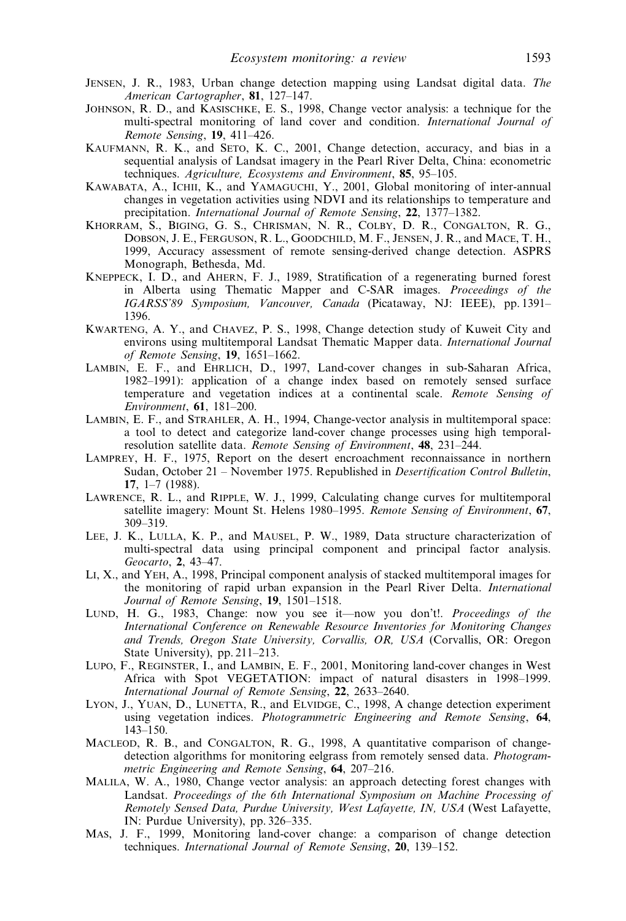Jensen, J. R., 1983, Urban change detection mapping using Landsat digital data. *The American Cartographer*, **81**, 127–147.

Johnson, R. D., and Kasischke, E. S., 1998, Change vector analysis: a technique for the multi-spectral monitoring of land cover and condition. *International Journal of Remote Sensing*, **19**, 411–426.

Kaufmann, R. K., and Seto, K. C., 2001, Change detection, accuracy, and bias in a sequential analysis of Landsat imagery in the Pearl River Delta, China: econometric techniques. *Agriculture, Ecosystems and Environment*, **85**, 95–105.

Kawabata, A., Ichii, K., and Yamaguchi, Y., 2001, Global monitoring of inter-annual changes in vegetation activities using NDVI and its relationships to temperature and precipitation. *International Journal of Remote Sensing*, **22**, 1377–1382.

Khorram, S., Biging, G. S., Chrisman, N. R., Colby, D. R., Congalton, R. G., Dobson, J. E., Ferguson, R. L., Goodchild, M. F., Jensen, J. R., and Mace, T. H., 1999, Accuracy assessment of remote sensing-derived change detection. ASPRS Monograph, Bethesda, Md.

Kneppeck, I. D., and Ahern, F. J., 1989, Stratification of a regenerating burned forest in Alberta using Thematic Mapper and C-SAR images. *Proceedings of the IGARSS'89 Symposium, Vancouver, Canada* (Picataway, NJ: IEEE), pp. 1391–1396.

Kwarteng, A. Y., and Chavez, P. S., 1998, Change detection study of Kuweit City and environs using multitemporal Landsat Thematic Mapper data. *International Journal of Remote Sensing*, **19**, 1651–1662.

Lambin, E. F., and Ehrlich, D., 1997, Land-cover changes in sub-Saharan Africa, 1982–1991): application of a change index based on remotely sensed surface temperature and vegetation indices at a continental scale. *Remote Sensing of Environment*, **61**, 181–200.

Lambin, E. F., and Strahler, A. H., 1994, Change-vector analysis in multitemporal space: a tool to detect and categorize land-cover change processes using high temporal-resolution satellite data. *Remote Sensing of Environment*, **48**, 231–244.

Lamprey, H. F., 1975, Report on the desert encroachment reconnaissance in northern Sudan, October 21 – November 1975. Republished in *Desertification Control Bulletin*, **17**, 1–7 (1988).

Lawrence, R. L., and Ripple, W. J., 1999, Calculating change curves for multitemporal satellite imagery: Mount St. Helens 1980–1995. *Remote Sensing of Environment*, **67**, 309–319.

Lee, J. K., Lulla, K. P., and Mausel, P. W., 1989, Data structure characterization of multi-spectral data using principal component and principal factor analysis. *Geocarto*, **2**, 43–47.

Li, X., and Yeh, A., 1998, Principal component analysis of stacked multitemporal images for the monitoring of rapid urban expansion in the Pearl River Delta. *International Journal of Remote Sensing*, **19**, 1501–1518.

Lund, H. G., 1983, Change: now you see it—now you don't!. *Proceedings of the International Conference on Renewable Resource Inventories for Monitoring Changes and Trends, Oregon State University, Corvallis, OR, USA* (Corvallis, OR: Oregon State University), pp. 211–213.

Lupo, F., Reginster, I., and Lambin, E. F., 2001, Monitoring land-cover changes in West Africa with Spot VEGETATION: impact of natural disasters in 1998–1999. *International Journal of Remote Sensing*, **22**, 2633–2640.

Lyon, J., Yuan, D., Lunetta, R., and Elvidge, C., 1998, A change detection experiment using vegetation indices. *Photogrammetric Engineering and Remote Sensing*, **64**, 143–150.

Macleod, R. B., and Congalton, R. G., 1998, A quantitative comparison of change-detection algorithms for monitoring eelgrass from remotely sensed data. *Photogrammetric Engineering and Remote Sensing*, **64**, 207–216.

Malila, W. A., 1980, Change vector analysis: an approach detecting forest changes with Landsat. *Proceedings of the 6th International Symposium on Machine Processing of Remotely Sensed Data, Purdue University, West Lafayette, IN, USA* (West Lafayette, IN: Purdue University), pp. 326–335.

Mas, J. F., 1999, Monitoring land-cover change: a comparison of change detection techniques. *International Journal of Remote Sensing*, **20**, 139–152.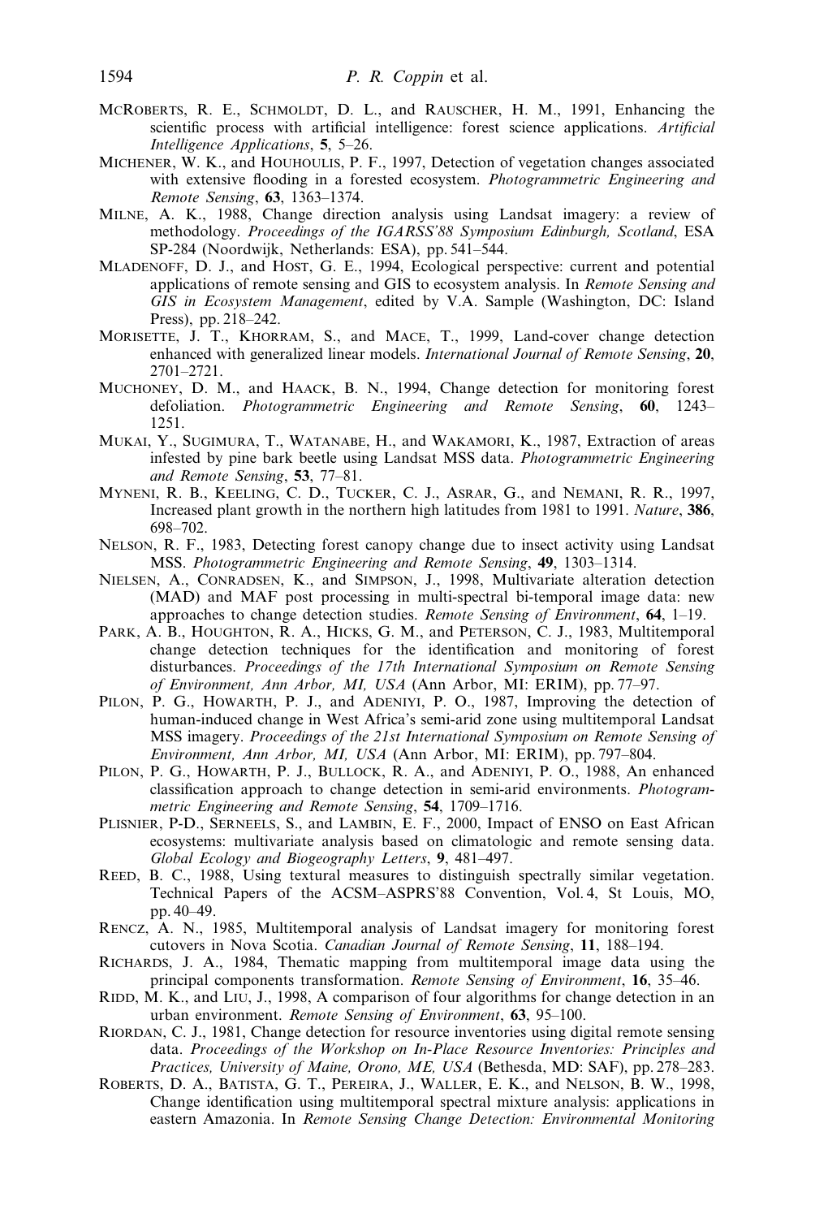McRoberts, R. E., Schmoldt, D. L., and Rauscher, H. M., 1991, Enhancing the scientific process with artificial intelligence: forest science applications. *Artificial Intelligence Applications*, **5**, 5–26.

Michener, W. K., and Houhoulis, P. F., 1997, Detection of vegetation changes associated with extensive flooding in a forested ecosystem. *Photogrammetric Engineering and Remote Sensing*, **63**, 1363–1374.

Milne, A. K., 1988, Change direction analysis using Landsat imagery: a review of methodology. *Proceedings of the IGARSS'88 Symposium Edinburgh, Scotland*, ESA SP-284 (Noordwijk, Netherlands: ESA), pp. 541–544.

Mladenoff, D. J., and Host, G. E., 1994, Ecological perspective: current and potential applications of remote sensing and GIS to ecosystem analysis. In *Remote Sensing and GIS in Ecosystem Management*, edited by V.A. Sample (Washington, DC: Island Press), pp. 218–242.

Morisette, J. T., Khorram, S., and Mace, T., 1999, Land-cover change detection enhanced with generalized linear models. *International Journal of Remote Sensing*, **20**, 2701–2721.

Muchoney, D. M., and Haack, B. N., 1994, Change detection for monitoring forest defoliation. *Photogrammetric Engineering and Remote Sensing*, **60**, 1243–1251.

Mukai, Y., Sugimura, T., Watanabe, H., and Wakamori, K., 1987, Extraction of areas infested by pine bark beetle using Landsat MSS data. *Photogrammetric Engineering and Remote Sensing*, **53**, 77–81.

Myneni, R. B., Keeling, C. D., Tucker, C. J., Asrar, G., and Nemani, R. R., 1997, Increased plant growth in the northern high latitudes from 1981 to 1991. *Nature*, **386**, 698–702.

Nelson, R. F., 1983, Detecting forest canopy change due to insect activity using Landsat MSS. *Photogrammetric Engineering and Remote Sensing*, **49**, 1303–1314.

Nielsen, A., Conradsen, K., and Simpson, J., 1998, Multivariate alteration detection (MAD) and MAF post processing in multi-spectral bi-temporal image data: new approaches to change detection studies. *Remote Sensing of Environment*, **64**, 1–19.

Park, A. B., Houghton, R. A., Hicks, G. M., and Peterson, C. J., 1983, Multitemporal change detection techniques for the identification and monitoring of forest disturbances. *Proceedings of the 17th International Symposium on Remote Sensing of Environment, Ann Arbor, MI, USA* (Ann Arbor, MI: ERIM), pp. 77–97.

Pilon, P. G., Howarth, P. J., and Adeniyi, P. O., 1987, Improving the detection of human-induced change in West Africa's semi-arid zone using multitemporal Landsat MSS imagery. *Proceedings of the 21st International Symposium on Remote Sensing of Environment, Ann Arbor, MI, USA* (Ann Arbor, MI: ERIM), pp. 797–804.

Pilon, P. G., Howarth, P. J., Bullock, R. A., and Adeniyi, P. O., 1988, An enhanced classification approach to change detection in semi-arid environments. *Photogrammetric Engineering and Remote Sensing*, **54**, 1709–1716.

Plisnier, P-D., Serneels, S., and Lambin, E. F., 2000, Impact of ENSO on East African ecosystems: multivariate analysis based on climatologic and remote sensing data. *Global Ecology and Biogeography Letters*, **9**, 481–497.

Reed, B. C., 1988, Using textural measures to distinguish spectrally similar vegetation. Technical Papers of the ACSM–ASPRS'88 Convention, Vol. 4, St Louis, MO, pp. 40–49.

Rencz, A. N., 1985, Multitemporal analysis of Landsat imagery for monitoring forest cutovers in Nova Scotia. *Canadian Journal of Remote Sensing*, **11**, 188–194.

Richards, J. A., 1984, Thematic mapping from multitemporal image data using the principal components transformation. *Remote Sensing of Environment*, **16**, 35–46.

Ridd, M. K., and Liu, J., 1998, A comparison of four algorithms for change detection in an urban environment. *Remote Sensing of Environment*, **63**, 95–100.

Riordan, C. J., 1981, Change detection for resource inventories using digital remote sensing data. *Proceedings of the Workshop on In-Place Resource Inventories: Principles and Practices, University of Maine, Orono, ME, USA* (Bethesda, MD: SAF), pp. 278–283.

Roberts, D. A., Batista, G. T., Pereira, J., Waller, E. K., and Nelson, B. W., 1998, Change identification using multitemporal spectral mixture analysis: applications in eastern Amazonia. In *Remote Sensing Change Detection: Environmental Monitoring*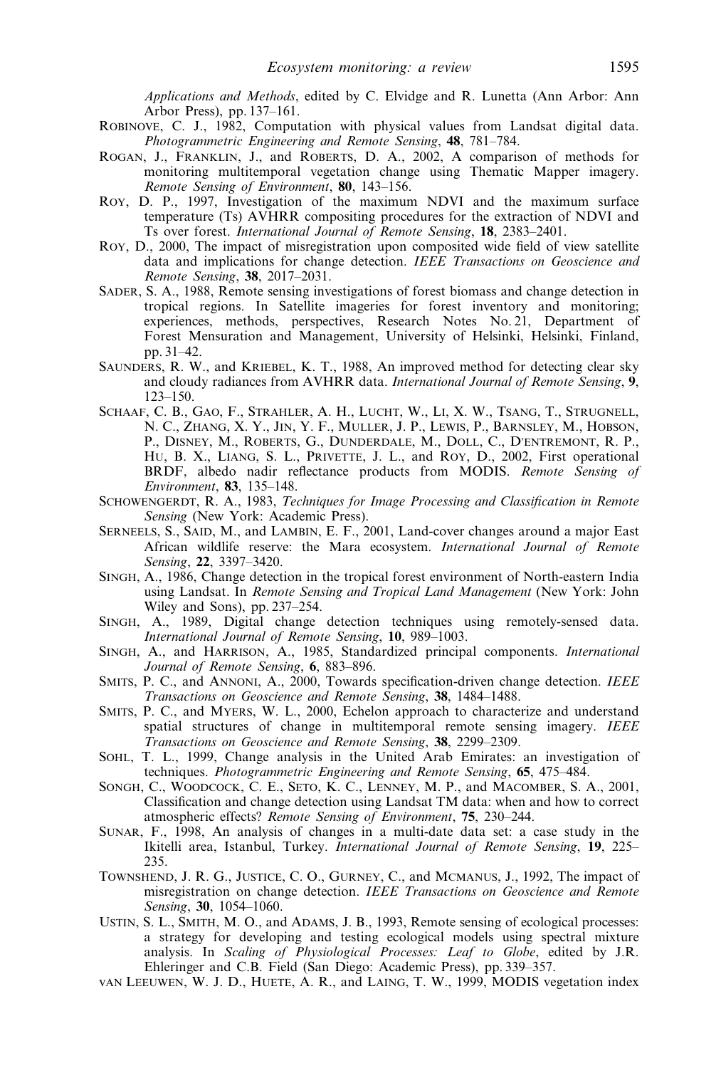*Applications and Methods*, edited by C. Elvidge and R. Lunetta (Ann Arbor: Ann Arbor Press), pp. 137–161.

Robinove, C. J., 1982, Computation with physical values from Landsat digital data. *Photogrammetric Engineering and Remote Sensing*, **48**, 781–784.

Rogan, J., Franklin, J., and Roberts, D. A., 2002, A comparison of methods for monitoring multitemporal vegetation change using Thematic Mapper imagery. *Remote Sensing of Environment*, **80**, 143–156.

Roy, D. P., 1997, Investigation of the maximum NDVI and the maximum surface temperature (Ts) AVHRR compositing procedures for the extraction of NDVI and Ts over forest. *International Journal of Remote Sensing*, **18**, 2383–2401.

Roy, D., 2000, The impact of misregistration upon composited wide field of view satellite data and implications for change detection. *IEEE Transactions on Geoscience and Remote Sensing*, **38**, 2017–2031.

Sader, S. A., 1988, Remote sensing investigations of forest biomass and change detection in tropical regions. In Satellite imageries for forest inventory and monitoring; experiences, methods, perspectives, Research Notes No. 21, Department of Forest Mensuration and Management, University of Helsinki, Helsinki, Finland, pp. 31–42.

Saunders, R. W., and Kriebel, K. T., 1988, An improved method for detecting clear sky and cloudy radiances from AVHRR data. *International Journal of Remote Sensing*, **9**, 123–150.

Schaaf, C. B., Gao, F., Strahler, A. H., Lucht, W., Li, X. W., Tsang, T., Strugnell, N. C., Zhang, X. Y., Jin, Y. F., Muller, J. P., Lewis, P., Barnsley, M., Hobson, P., Disney, M., Roberts, G., Dunderdale, M., Doll, C., D'entremont, R. P., Hu, B. X., Liang, S. L., Privette, J. L., and Roy, D., 2002, First operational BRDF, albedo nadir reflectance products from MODIS. *Remote Sensing of Environment*, **83**, 135–148.

Schowengerdt, R. A., 1983, *Techniques for Image Processing and Classification in Remote Sensing* (New York: Academic Press).

Serneels, S., Said, M., and Lambin, E. F., 2001, Land-cover changes around a major East African wildlife reserve: the Mara ecosystem. *International Journal of Remote Sensing*, **22**, 3397–3420.

Singh, A., 1986, Change detection in the tropical forest environment of North-eastern India using Landsat. In *Remote Sensing and Tropical Land Management* (New York: John Wiley and Sons), pp. 237–254.

Singh, A., 1989, Digital change detection techniques using remotely-sensed data. *International Journal of Remote Sensing*, **10**, 989–1003.

Singh, A., and Harrison, A., 1985, Standardized principal components. *International Journal of Remote Sensing*, **6**, 883–896.

Smits, P. C., and Annoni, A., 2000, Towards specification-driven change detection. *IEEE Transactions on Geoscience and Remote Sensing*, **38**, 1484–1488.

Smits, P. C., and Myers, W. L., 2000, Echelon approach to characterize and understand spatial structures of change in multitemporal remote sensing imagery. *IEEE Transactions on Geoscience and Remote Sensing*, **38**, 2299–2309.

Sohl, T. L., 1999, Change analysis in the United Arab Emirates: an investigation of techniques. *Photogrammetric Engineering and Remote Sensing*, **65**, 475–484.

Songh, C., Woodcock, C. E., Seto, K. C., Lenney, M. P., and Macomber, S. A., 2001, Classification and change detection using Landsat TM data: when and how to correct atmospheric effects? *Remote Sensing of Environment*, **75**, 230–244.

Sunar, F., 1998, An analysis of changes in a multi-date data set: a case study in the Ikitelli area, Istanbul, Turkey. *International Journal of Remote Sensing*, **19**, 225–235.

Townshend, J. R. G., Justice, C. O., Gurney, C., and Mcmanus, J., 1992, The impact of misregistration on change detection. *IEEE Transactions on Geoscience and Remote Sensing*, **30**, 1054–1060.

Ustin, S. L., Smith, M. O., and Adams, J. B., 1993, Remote sensing of ecological processes: a strategy for developing and testing ecological models using spectral mixture analysis. In *Scaling of Physiological Processes: Leaf to Globe*, edited by J.R. Ehleringer and C.B. Field (San Diego: Academic Press), pp. 339–357.

van Leeuwen, W. J. D., Huete, A. R., and Laing, T. W., 1999, MODIS vegetation index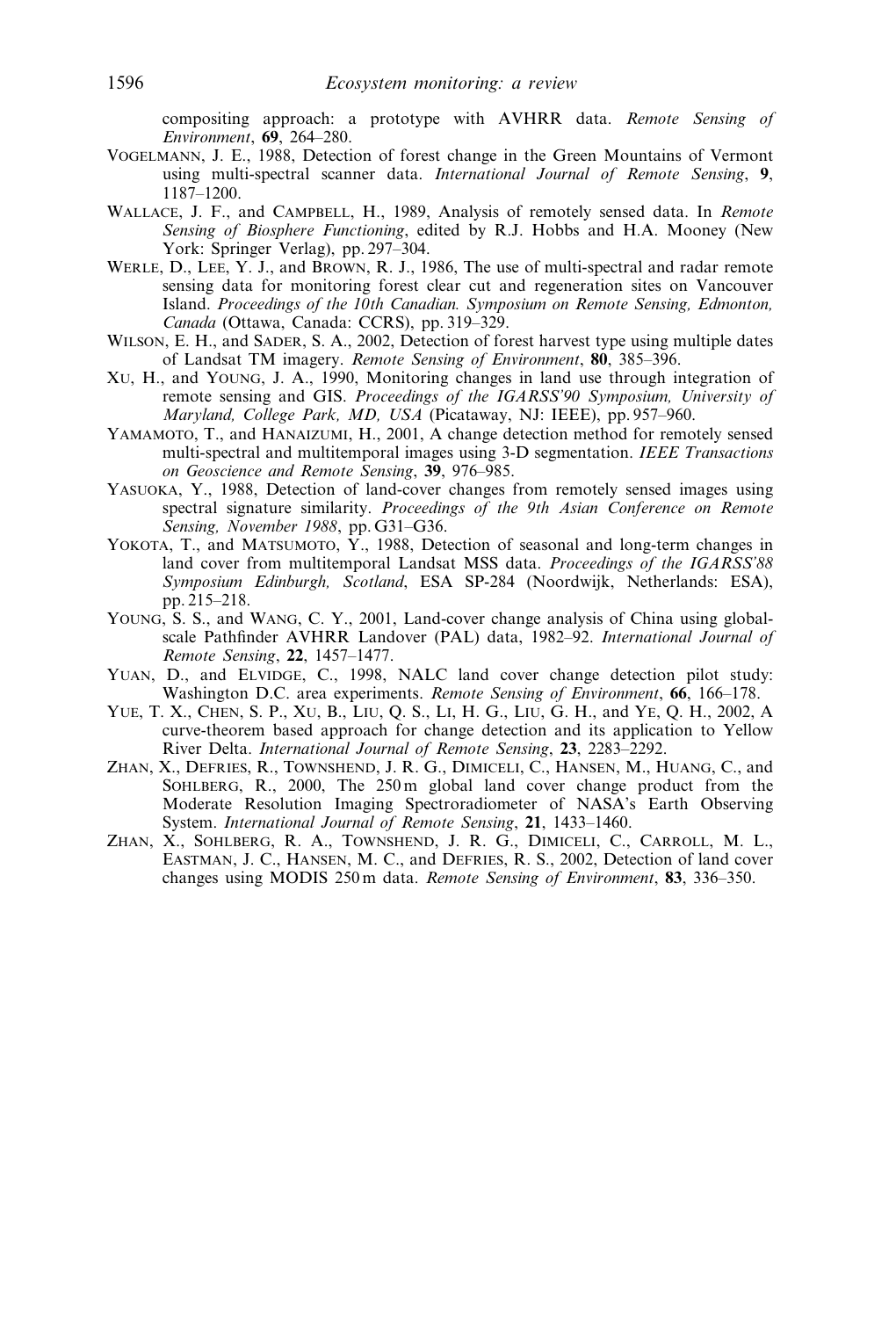compositing approach: a prototype with AVHRR data. *Remote Sensing of Environment*, **69**, 264–280.

VOGELMANN, J. E., 1988, Detection of forest change in the Green Mountains of Vermont using multi-spectral scanner data. *International Journal of Remote Sensing*, **9**, 1187–1200.

WALLACE, J. F., and CAMPBELL, H., 1989, Analysis of remotely sensed data. In *Remote Sensing of Biosphere Functioning*, edited by R.J. Hobbs and H.A. Mooney (New York: Springer Verlag), pp. 297–304.

WERLE, D., LEE, Y. J., and BROWN, R. J., 1986, The use of multi-spectral and radar remote sensing data for monitoring forest clear cut and regeneration sites on Vancouver Island. *Proceedings of the 10th Canadian. Symposium on Remote Sensing, Edmonton, Canada* (Ottawa, Canada: CCRS), pp. 319–329.

WILSON, E. H., and SADER, S. A., 2002, Detection of forest harvest type using multiple dates of Landsat TM imagery. *Remote Sensing of Environment*, **80**, 385–396.

XU, H., and YOUNG, J. A., 1990, Monitoring changes in land use through integration of remote sensing and GIS. *Proceedings of the IGARSS'90 Symposium, University of Maryland, College Park, MD, USA* (Picataway, NJ: IEEE), pp. 957–960.

YAMAMOTO, T., and HANAIZUMI, H., 2001, A change detection method for remotely sensed multi-spectral and multitemporal images using 3-D segmentation. *IEEE Transactions on Geoscience and Remote Sensing*, **39**, 976–985.

YASUOKA, Y., 1988, Detection of land-cover changes from remotely sensed images using spectral signature similarity. *Proceedings of the 9th Asian Conference on Remote Sensing, November 1988*, pp. G31–G36.

YOKOTA, T., and MATSUMOTO, Y., 1988, Detection of seasonal and long-term changes in land cover from multitemporal Landsat MSS data. *Proceedings of the IGARSS'88 Symposium Edinburgh, Scotland*, ESA SP-284 (Noordwijk, Netherlands: ESA), pp. 215–218.

YOUNG, S. S., and WANG, C. Y., 2001, Land-cover change analysis of China using global-scale Pathfinder AVHRR Landover (PAL) data, 1982–92. *International Journal of Remote Sensing*, **22**, 1457–1477.

YUAN, D., and ELVIDGE, C., 1998, NALC land cover change detection pilot study: Washington D.C. area experiments. *Remote Sensing of Environment*, **66**, 166–178.

YUE, T. X., CHEN, S. P., XU, B., LIU, Q. S., LI, H. G., LIU, G. H., and YE, Q. H., 2002, A curve-theorem based approach for change detection and its application to Yellow River Delta. *International Journal of Remote Sensing*, **23**, 2283–2292.

ZHAN, X., DEFRIES, R., TOWNSHEND, J. R. G., DIMICELI, C., HANSEN, M., HUANG, C., and SOHLBERG, R., 2000, The 250 m global land cover change product from the Moderate Resolution Imaging Spectroradiometer of NASA's Earth Observing System. *International Journal of Remote Sensing*, **21**, 1433–1460.

ZHAN, X., SOHLBERG, R. A., TOWNSHEND, J. R. G., DIMICELI, C., CARROLL, M. L., EASTMAN, J. C., HANSEN, M. C., and DEFRIES, R. S., 2002, Detection of land cover changes using MODIS 250 m data. *Remote Sensing of Environment*, **83**, 336–350.